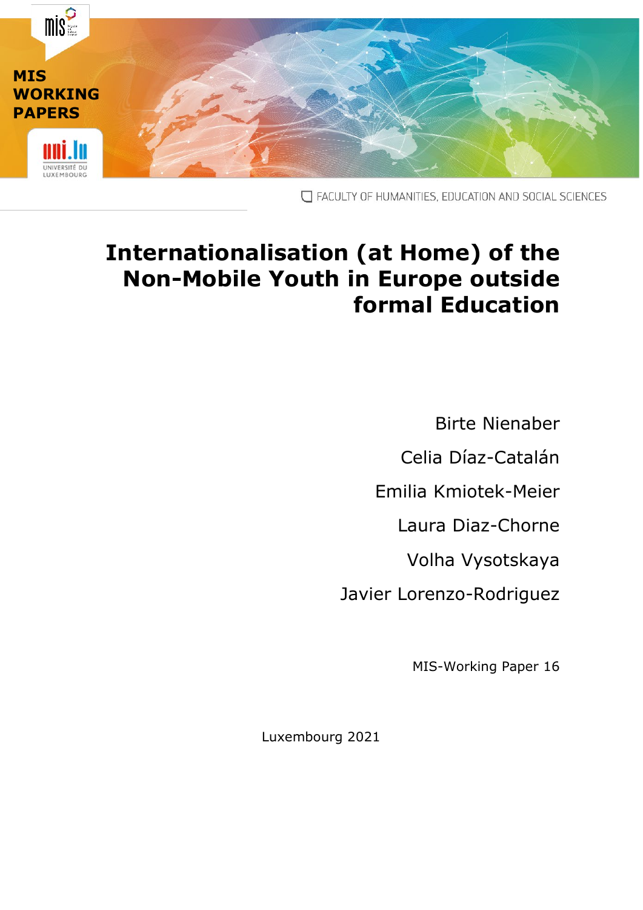MIS WORKING PAPERS

FACULTY OF HUMANITIES, EDUCATION AND SOCIAL SCIENCES

# Internationalisation (at Home) of the Non-Mobile Youth in Europe outside formal Education

Birte Nienaber

Celia Díaz-Catalán

Emilia Kmiotek-Meier

Laura Diaz-Chorne

Volha Vysotskaya

Javier Lorenzo-Rodriguez

MIS-Working Paper 16

Luxembourg 2021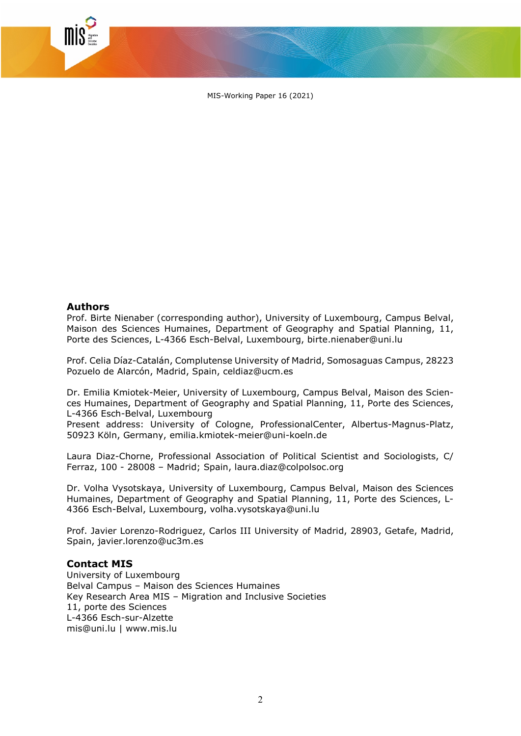## Authors

Prof. Birte Nienaber (corresponding author), University of Luxembourg, Campus Belval, Maison des Sciences Humaines, Department of Geography and Spatial Planning, 11, Porte des Sciences, L-4366 Esch-Belval, Luxembourg, birte.nienaber@uni.lu

Prof. Celia Díaz-Catalán, Complutense University of Madrid, Somosaguas Campus, 28223 Pozuelo de Alarcón, Madrid, Spain, celdiaz@ucm.es

Dr. Emilia Kmiotek-Meier, University of Luxembourg, Campus Belval, Maison des Sciences Humaines, Department of Geography and Spatial Planning, 11, Porte des Sciences, L-4366 Esch-Belval, Luxembourg
Present address: University of Cologne, ProfessionalCenter, Albertus-Magnus-Platz, 50923 Köln, Germany, emilia.kmiotek-meier@uni-koeln.de

Laura Diaz-Chorne, Professional Association of Political Scientist and Sociologists, C/ Ferraz, 100 - 28008 – Madrid; Spain, laura.diaz@colpolsoc.org

Dr. Volha Vysotskaya, University of Luxembourg, Campus Belval, Maison des Sciences Humaines, Department of Geography and Spatial Planning, 11, Porte des Sciences, L-4366 Esch-Belval, Luxembourg, volha.vysotskaya@uni.lu

Prof. Javier Lorenzo-Rodriguez, Carlos III University of Madrid, 28903, Getafe, Madrid, Spain, javier.lorenzo@uc3m.es

## Contact MIS

University of Luxembourg
Belval Campus – Maison des Sciences Humaines
Key Research Area MIS – Migration and Inclusive Societies
11, porte des Sciences
L-4366 Esch-sur-Alzette
mis@uni.lu | www.mis.lu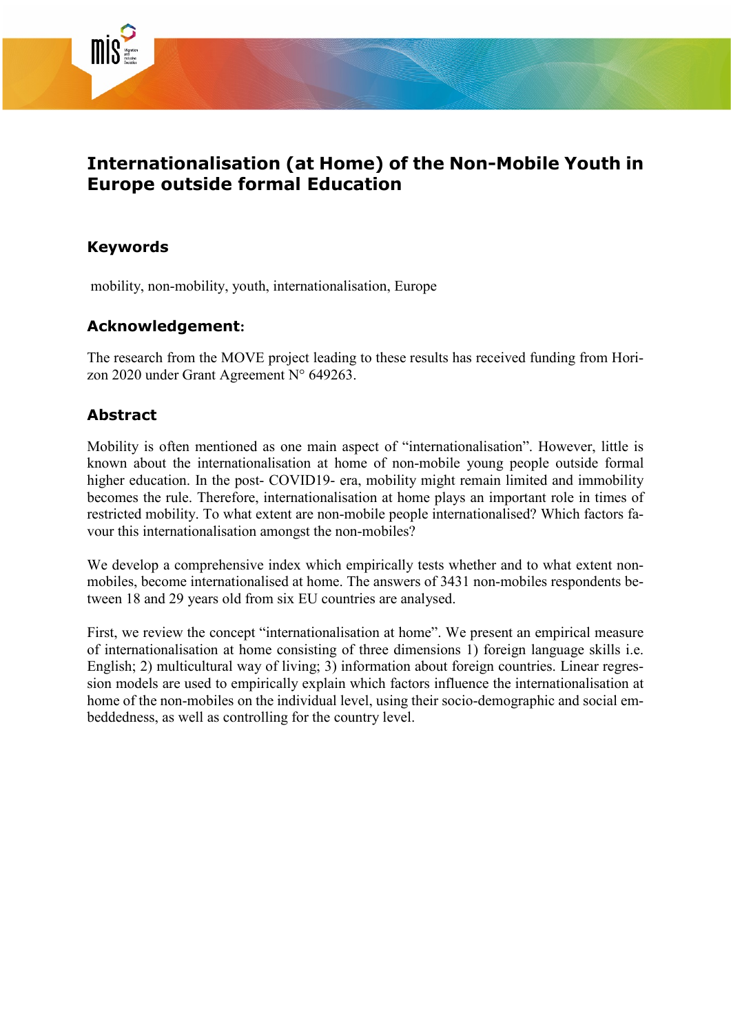# Internationalisation (at Home) of the Non-Mobile Youth in Europe outside formal Education

## Keywords

mobility, non-mobility, youth, internationalisation, Europe

## Acknowledgement:

The research from the MOVE project leading to these results has received funding from Horizon 2020 under Grant Agreement N° 649263.

## Abstract

Mobility is often mentioned as one main aspect of "internationalisation". However, little is known about the internationalisation at home of non-mobile young people outside formal higher education. In the post- COVID19- era, mobility might remain limited and immobility becomes the rule. Therefore, internationalisation at home plays an important role in times of restricted mobility. To what extent are non-mobile people internationalised? Which factors favour this internationalisation amongst the non-mobiles?

We develop a comprehensive index which empirically tests whether and to what extent non-mobiles, become internationalised at home. The answers of 3431 non-mobiles respondents between 18 and 29 years old from six EU countries are analysed.

First, we review the concept "internationalisation at home". We present an empirical measure of internationalisation at home consisting of three dimensions 1) foreign language skills i.e. English; 2) multicultural way of living; 3) information about foreign countries. Linear regression models are used to empirically explain which factors influence the internationalisation at home of the non-mobiles on the individual level, using their socio-demographic and social embeddedness, as well as controlling for the country level.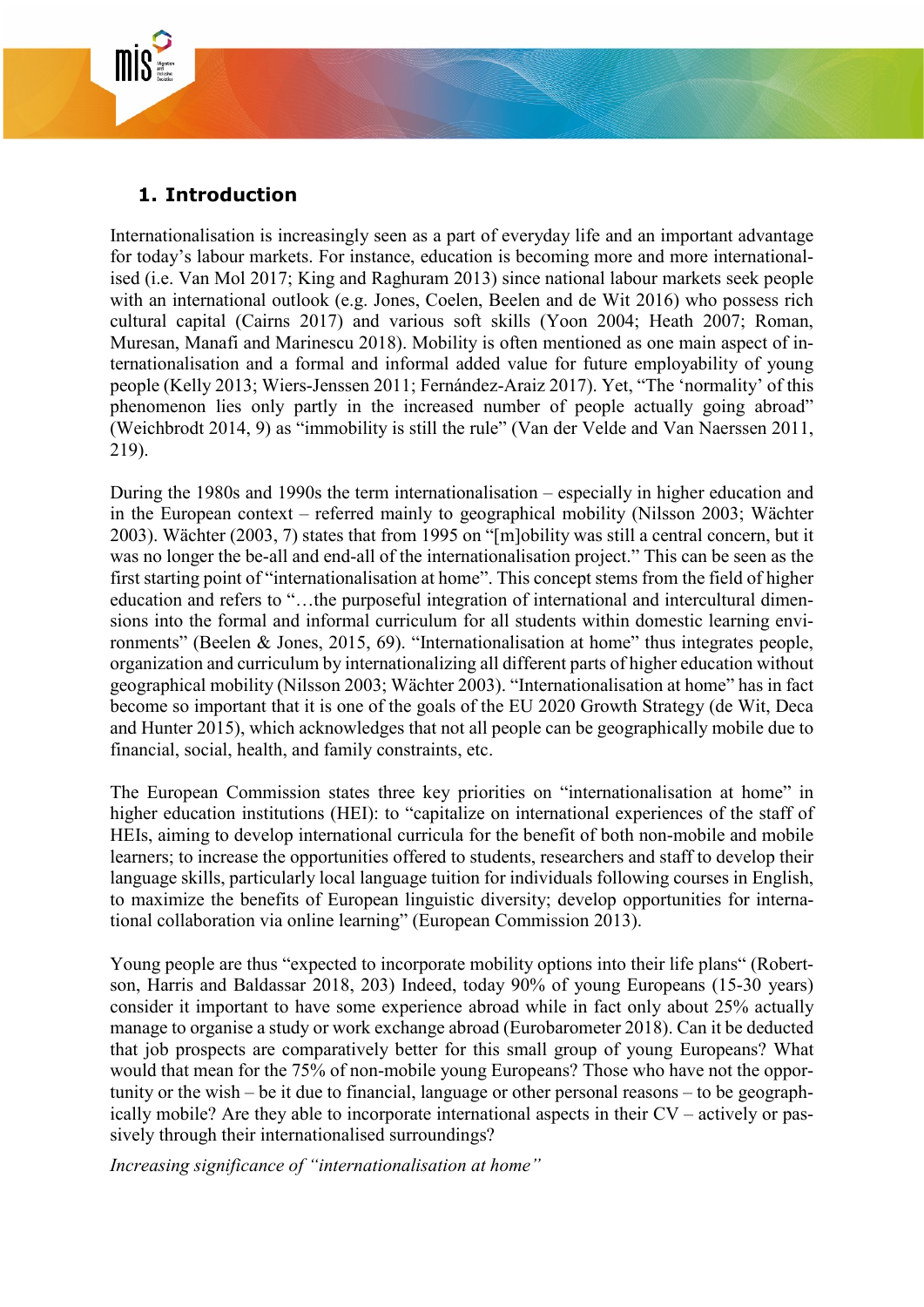## 1. Introduction

Internationalisation is increasingly seen as a part of everyday life and an important advantage for today's labour markets. For instance, education is becoming more and more internationalised (i.e. Van Mol 2017; King and Raghuram 2013) since national labour markets seek people with an international outlook (e.g. Jones, Coelen, Beelen and de Wit 2016) who possess rich cultural capital (Cairns 2017) and various soft skills (Yoon 2004; Heath 2007; Roman, Muresan, Manafi and Marinescu 2018). Mobility is often mentioned as one main aspect of internationalisation and a formal and informal added value for future employability of young people (Kelly 2013; Wiers-Jenssen 2011; Fernández-Araiz 2017). Yet, "The 'normality' of this phenomenon lies only partly in the increased number of people actually going abroad" (Weichbrodt 2014, 9) as "immobility is still the rule" (Van der Velde and Van Naerssen 2011, 219).

During the 1980s and 1990s the term internationalisation – especially in higher education and in the European context – referred mainly to geographical mobility (Nilsson 2003; Wächter 2003). Wächter (2003, 7) states that from 1995 on "[m]obility was still a central concern, but it was no longer the be-all and end-all of the internationalisation project." This can be seen as the first starting point of "internationalisation at home". This concept stems from the field of higher education and refers to "…the purposeful integration of international and intercultural dimensions into the formal and informal curriculum for all students within domestic learning environments" (Beelen & Jones, 2015, 69). "Internationalisation at home" thus integrates people, organization and curriculum by internationalizing all different parts of higher education without geographical mobility (Nilsson 2003; Wächter 2003). "Internationalisation at home" has in fact become so important that it is one of the goals of the EU 2020 Growth Strategy (de Wit, Deca and Hunter 2015), which acknowledges that not all people can be geographically mobile due to financial, social, health, and family constraints, etc.

The European Commission states three key priorities on "internationalisation at home" in higher education institutions (HEI): to "capitalize on international experiences of the staff of HEIs, aiming to develop international curricula for the benefit of both non-mobile and mobile learners; to increase the opportunities offered to students, researchers and staff to develop their language skills, particularly local language tuition for individuals following courses in English, to maximize the benefits of European linguistic diversity; develop opportunities for international collaboration via online learning" (European Commission 2013).

Young people are thus "expected to incorporate mobility options into their life plans" (Robertson, Harris and Baldassar 2018, 203) Indeed, today 90% of young Europeans (15-30 years) consider it important to have some experience abroad while in fact only about 25% actually manage to organise a study or work exchange abroad (Eurobarometer 2018). Can it be deducted that job prospects are comparatively better for this small group of young Europeans? What would that mean for the 75% of non-mobile young Europeans? Those who have not the opportunity or the wish – be it due to financial, language or other personal reasons – to be geographically mobile? Are they able to incorporate international aspects in their CV – actively or passively through their internationalised surroundings?

*Increasing significance of "internationalisation at home"*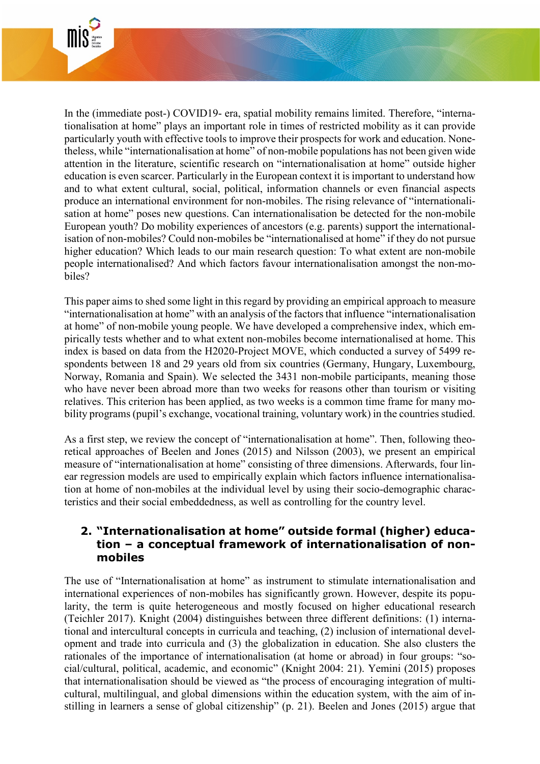In the (immediate post-) COVID19- era, spatial mobility remains limited. Therefore, “internationalisation at home” plays an important role in times of restricted mobility as it can provide particularly youth with effective tools to improve their prospects for work and education. Nonetheless, while “internationalisation at home” of non-mobile populations has not been given wide attention in the literature, scientific research on “internationalisation at home” outside higher education is even scarcer. Particularly in the European context it is important to understand how and to what extent cultural, social, political, information channels or even financial aspects produce an international environment for non-mobiles. The rising relevance of “internationalisation at home” poses new questions. Can internationalisation be detected for the non-mobile European youth? Do mobility experiences of ancestors (e.g. parents) support the internationalisation of non-mobiles? Could non-mobiles be “internationalised at home” if they do not pursue higher education? Which leads to our main research question: To what extent are non-mobile people internationalised? And which factors favour internationalisation amongst the non-mobiles?

This paper aims to shed some light in this regard by providing an empirical approach to measure “internationalisation at home” with an analysis of the factors that influence “internationalisation at home” of non-mobile young people. We have developed a comprehensive index, which empirically tests whether and to what extent non-mobiles become internationalised at home. This index is based on data from the H2020-Project MOVE, which conducted a survey of 5499 respondents between 18 and 29 years old from six countries (Germany, Hungary, Luxembourg, Norway, Romania and Spain). We selected the 3431 non-mobile participants, meaning those who have never been abroad more than two weeks for reasons other than tourism or visiting relatives. This criterion has been applied, as two weeks is a common time frame for many mobility programs (pupil’s exchange, vocational training, voluntary work) in the countries studied.

As a first step, we review the concept of “internationalisation at home”. Then, following theoretical approaches of Beelen and Jones (2015) and Nilsson (2003), we present an empirical measure of “internationalisation at home” consisting of three dimensions. Afterwards, four linear regression models are used to empirically explain which factors influence internationalisation at home of non-mobiles at the individual level by using their socio-demographic characteristics and their social embeddedness, as well as controlling for the country level.

## 2. “Internationalisation at home” outside formal (higher) education – a conceptual framework of internationalisation of non-mobiles

The use of “Internationalisation at home” as instrument to stimulate internationalisation and international experiences of non-mobiles has significantly grown. However, despite its popularity, the term is quite heterogeneous and mostly focused on higher educational research (Teichler 2017). Knight (2004) distinguishes between three different definitions: (1) international and intercultural concepts in curricula and teaching, (2) inclusion of international development and trade into curricula and (3) the globalization in education. She also clusters the rationales of the importance of internationalisation (at home or abroad) in four groups: “social/cultural, political, academic, and economic” (Knight 2004: 21). Yemini (2015) proposes that internationalisation should be viewed as “the process of encouraging integration of multicultural, multilingual, and global dimensions within the education system, with the aim of instilling in learners a sense of global citizenship” (p. 21). Beelen and Jones (2015) argue that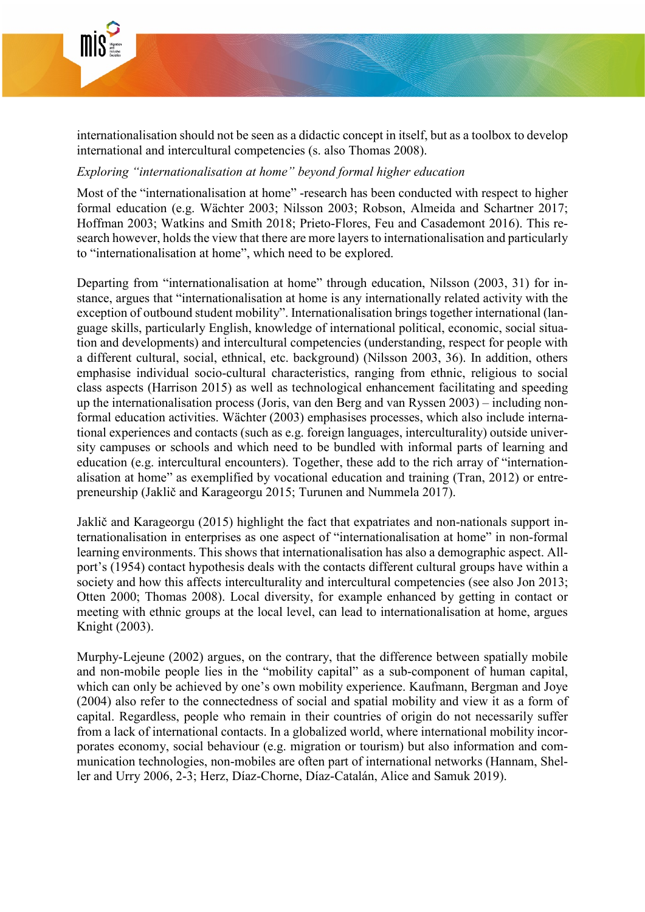internationalisation should not be seen as a didactic concept in itself, but as a toolbox to develop international and intercultural competencies (s. also Thomas 2008).

*Exploring "internationalisation at home" beyond formal higher education*

Most of the "internationalisation at home" -research has been conducted with respect to higher formal education (e.g. Wächter 2003; Nilsson 2003; Robson, Almeida and Schartner 2017; Hoffman 2003; Watkins and Smith 2018; Prieto-Flores, Feu and Casademont 2016). This research however, holds the view that there are more layers to internationalisation and particularly to "internationalisation at home", which need to be explored.

Departing from "internationalisation at home" through education, Nilsson (2003, 31) for instance, argues that "internationalisation at home is any internationally related activity with the exception of outbound student mobility". Internationalisation brings together international (language skills, particularly English, knowledge of international political, economic, social situation and developments) and intercultural competencies (understanding, respect for people with a different cultural, social, ethnical, etc. background) (Nilsson 2003, 36). In addition, others emphasise individual socio-cultural characteristics, ranging from ethnic, religious to social class aspects (Harrison 2015) as well as technological enhancement facilitating and speeding up the internationalisation process (Joris, van den Berg and van Ryssen 2003) – including non-formal education activities. Wächter (2003) emphasises processes, which also include international experiences and contacts (such as e.g. foreign languages, interculturality) outside university campuses or schools and which need to be bundled with informal parts of learning and education (e.g. intercultural encounters). Together, these add to the rich array of "internationalisation at home" as exemplified by vocational education and training (Tran, 2012) or entrepreneurship (Jaklič and Karageorgu 2015; Turunen and Nummela 2017).

Jaklič and Karageorgu (2015) highlight the fact that expatriates and non-nationals support internationalisation in enterprises as one aspect of "internationalisation at home" in non-formal learning environments. This shows that internationalisation has also a demographic aspect. Allport's (1954) contact hypothesis deals with the contacts different cultural groups have within a society and how this affects interculturality and intercultural competencies (see also Jon 2013; Otten 2000; Thomas 2008). Local diversity, for example enhanced by getting in contact or meeting with ethnic groups at the local level, can lead to internationalisation at home, argues Knight (2003).

Murphy-Lejeune (2002) argues, on the contrary, that the difference between spatially mobile and non-mobile people lies in the "mobility capital" as a sub-component of human capital, which can only be achieved by one's own mobility experience. Kaufmann, Bergman and Joye (2004) also refer to the connectedness of social and spatial mobility and view it as a form of capital. Regardless, people who remain in their countries of origin do not necessarily suffer from a lack of international contacts. In a globalized world, where international mobility incorporates economy, social behaviour (e.g. migration or tourism) but also information and communication technologies, non-mobiles are often part of international networks (Hannam, Sheller and Urry 2006, 2-3; Herz, Díaz-Chorne, Díaz-Catalán, Alice and Samuk 2019).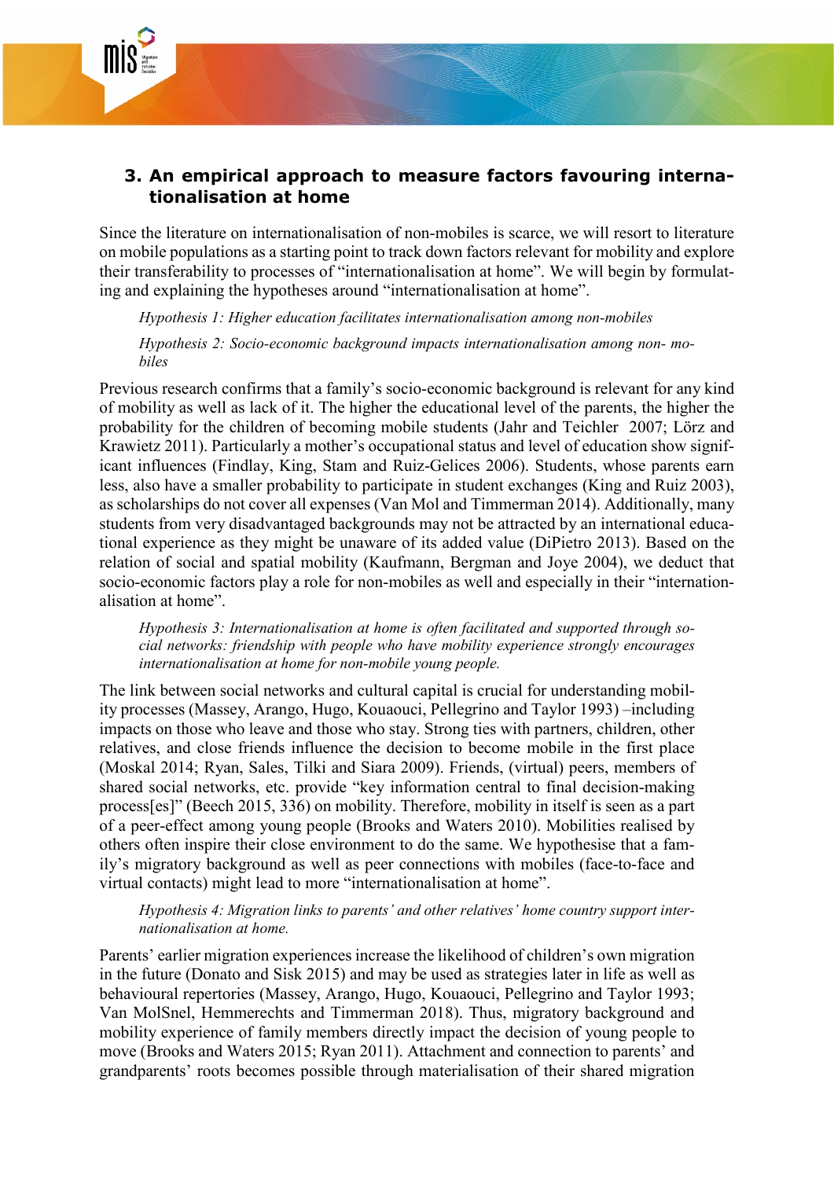## 3. An empirical approach to measure factors favouring internationalisation at home

Since the literature on internationalisation of non-mobiles is scarce, we will resort to literature on mobile populations as a starting point to track down factors relevant for mobility and explore their transferability to processes of "internationalisation at home". We will begin by formulating and explaining the hypotheses around "internationalisation at home".

*Hypothesis 1: Higher education facilitates internationalisation among non-mobiles*

*Hypothesis 2: Socio-economic background impacts internationalisation among non- mobiles*

Previous research confirms that a family's socio-economic background is relevant for any kind of mobility as well as lack of it. The higher the educational level of the parents, the higher the probability for the children of becoming mobile students (Jahr and Teichler 2007; Lörz and Krawietz 2011). Particularly a mother's occupational status and level of education show significant influences (Findlay, King, Stam and Ruiz-Gelices 2006). Students, whose parents earn less, also have a smaller probability to participate in student exchanges (King and Ruiz 2003), as scholarships do not cover all expenses (Van Mol and Timmerman 2014). Additionally, many students from very disadvantaged backgrounds may not be attracted by an international educational experience as they might be unaware of its added value (DiPietro 2013). Based on the relation of social and spatial mobility (Kaufmann, Bergman and Joye 2004), we deduct that socio-economic factors play a role for non-mobiles as well and especially in their "internationalisation at home".

*Hypothesis 3: Internationalisation at home is often facilitated and supported through social networks: friendship with people who have mobility experience strongly encourages internationalisation at home for non-mobile young people.*

The link between social networks and cultural capital is crucial for understanding mobility processes (Massey, Arango, Hugo, Kouaouci, Pellegrino and Taylor 1993) –including impacts on those who leave and those who stay. Strong ties with partners, children, other relatives, and close friends influence the decision to become mobile in the first place (Moskal 2014; Ryan, Sales, Tilki and Siara 2009). Friends, (virtual) peers, members of shared social networks, etc. provide "key information central to final decision-making process[es]" (Beech 2015, 336) on mobility. Therefore, mobility in itself is seen as a part of a peer-effect among young people (Brooks and Waters 2010). Mobilities realised by others often inspire their close environment to do the same. We hypothesise that a family's migratory background as well as peer connections with mobiles (face-to-face and virtual contacts) might lead to more "internationalisation at home".

*Hypothesis 4: Migration links to parents' and other relatives' home country support internationalisation at home.*

Parents' earlier migration experiences increase the likelihood of children's own migration in the future (Donato and Sisk 2015) and may be used as strategies later in life as well as behavioural repertories (Massey, Arango, Hugo, Kouaouci, Pellegrino and Taylor 1993; Van MolSnel, Hemmerechts and Timmerman 2018). Thus, migratory background and mobility experience of family members directly impact the decision of young people to move (Brooks and Waters 2015; Ryan 2011). Attachment and connection to parents' and grandparents' roots becomes possible through materialisation of their shared migration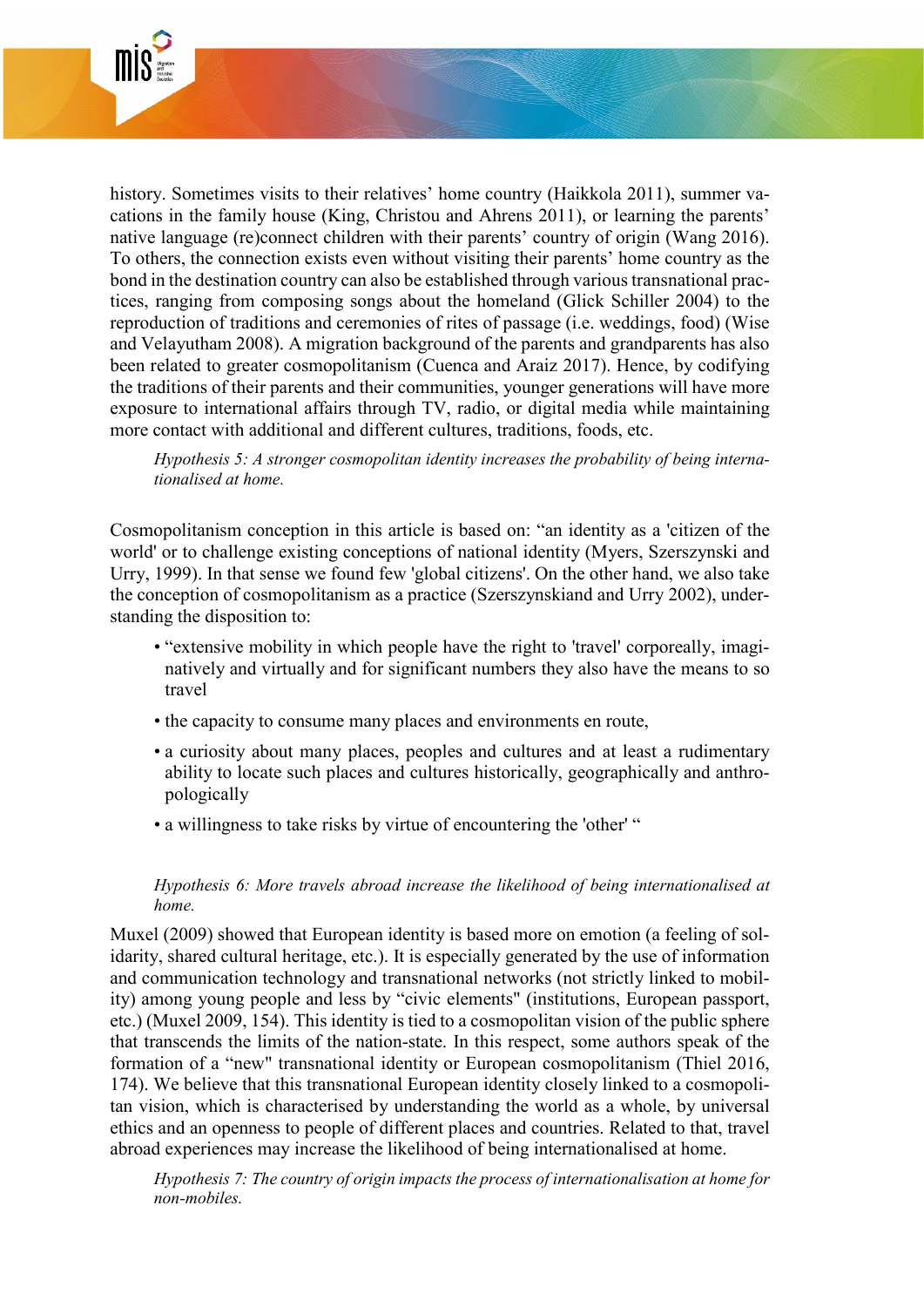history. Sometimes visits to their relatives' home country (Haikkola 2011), summer vacations in the family house (King, Christou and Ahrens 2011), or learning the parents' native language (re)connect children with their parents' country of origin (Wang 2016). To others, the connection exists even without visiting their parents' home country as the bond in the destination country can also be established through various transnational practices, ranging from composing songs about the homeland (Glick Schiller 2004) to the reproduction of traditions and ceremonies of rites of passage (i.e. weddings, food) (Wise and Velayutham 2008). A migration background of the parents and grandparents has also been related to greater cosmopolitanism (Cuenca and Araiz 2017). Hence, by codifying the traditions of their parents and their communities, younger generations will have more exposure to international affairs through TV, radio, or digital media while maintaining more contact with additional and different cultures, traditions, foods, etc.

*Hypothesis 5: A stronger cosmopolitan identity increases the probability of being internationalised at home.*

Cosmopolitanism conception in this article is based on: "an identity as a 'citizen of the world' or to challenge existing conceptions of national identity (Myers, Szerszynski and Urry, 1999). In that sense we found few 'global citizens'. On the other hand, we also take the conception of cosmopolitanism as a practice (Szerszynskiand and Urry 2002), understanding the disposition to:

- "extensive mobility in which people have the right to 'travel' corporeally, imaginatively and virtually and for significant numbers they also have the means to so travel
- the capacity to consume many places and environments en route,
- a curiosity about many places, peoples and cultures and at least a rudimentary ability to locate such places and cultures historically, geographically and anthropologically
- a willingness to take risks by virtue of encountering the 'other' "

*Hypothesis 6: More travels abroad increase the likelihood of being internationalised at home.*

Muxel (2009) showed that European identity is based more on emotion (a feeling of solidarity, shared cultural heritage, etc.). It is especially generated by the use of information and communication technology and transnational networks (not strictly linked to mobility) among young people and less by "civic elements" (institutions, European passport, etc.) (Muxel 2009, 154). This identity is tied to a cosmopolitan vision of the public sphere that transcends the limits of the nation-state. In this respect, some authors speak of the formation of a "new" transnational identity or European cosmopolitanism (Thiel 2016, 174). We believe that this transnational European identity closely linked to a cosmopolitan vision, which is characterised by understanding the world as a whole, by universal ethics and an openness to people of different places and countries. Related to that, travel abroad experiences may increase the likelihood of being internationalised at home.

*Hypothesis 7: The country of origin impacts the process of internationalisation at home for non-mobiles.*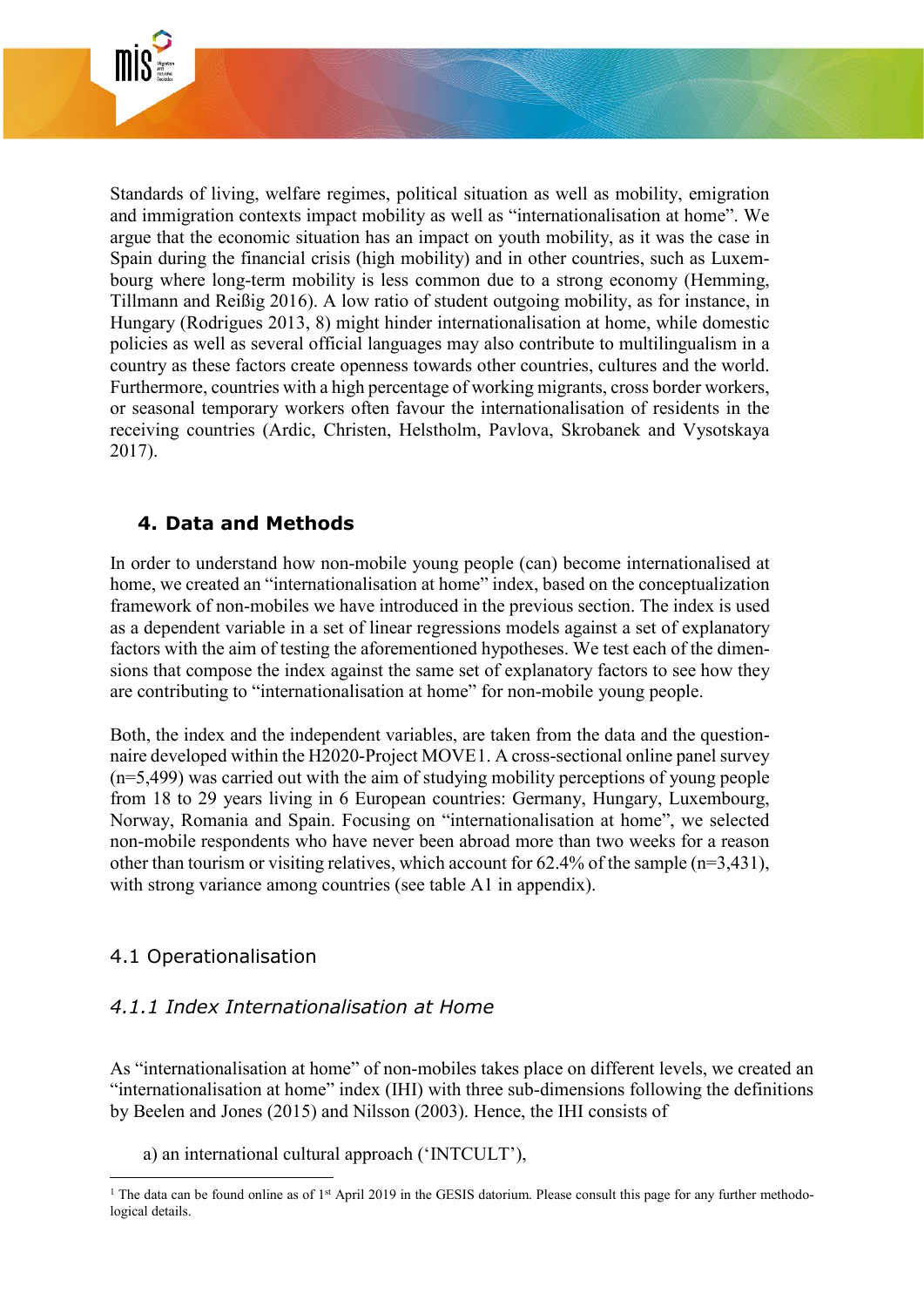Standards of living, welfare regimes, political situation as well as mobility, emigration and immigration contexts impact mobility as well as "internationalisation at home". We argue that the economic situation has an impact on youth mobility, as it was the case in Spain during the financial crisis (high mobility) and in other countries, such as Luxembourg where long-term mobility is less common due to a strong economy (Hemming, Tillmann and Reißig 2016). A low ratio of student outgoing mobility, as for instance, in Hungary (Rodrigues 2013, 8) might hinder internationalisation at home, while domestic policies as well as several official languages may also contribute to multilingualism in a country as these factors create openness towards other countries, cultures and the world. Furthermore, countries with a high percentage of working migrants, cross border workers, or seasonal temporary workers often favour the internationalisation of residents in the receiving countries (Ardic, Christen, Helstholm, Pavlova, Skrobanek and Vysotskaya 2017).

## 4. Data and Methods

In order to understand how non-mobile young people (can) become internationalised at home, we created an "internationalisation at home" index, based on the conceptualization framework of non-mobiles we have introduced in the previous section. The index is used as a dependent variable in a set of linear regressions models against a set of explanatory factors with the aim of testing the aforementioned hypotheses. We test each of the dimensions that compose the index against the same set of explanatory factors to see how they are contributing to "internationalisation at home" for non-mobile young people.

Both, the index and the independent variables, are taken from the data and the questionnaire developed within the H2020-Project MOVE[1]. A cross-sectional online panel survey (n=5,499) was carried out with the aim of studying mobility perceptions of young people from 18 to 29 years living in 6 European countries: Germany, Hungary, Luxembourg, Norway, Romania and Spain. Focusing on "internationalisation at home", we selected non-mobile respondents who have never been abroad more than two weeks for a reason other than tourism or visiting relatives, which account for 62.4% of the sample (n=3,431), with strong variance among countries (see table A1 in appendix).

### 4.1 Operationalisation

#### *4.1.1 Index Internationalisation at Home*

As "internationalisation at home" of non-mobiles takes place on different levels, we created an "internationalisation at home" index (IHI) with three sub-dimensions following the definitions by Beelen and Jones (2015) and Nilsson (2003). Hence, the IHI consists of

a) an international cultural approach ('INTCULT'),

[1] The data can be found online as of 1st April 2019 in the GESIS datorium. Please consult this page for any further methodological details.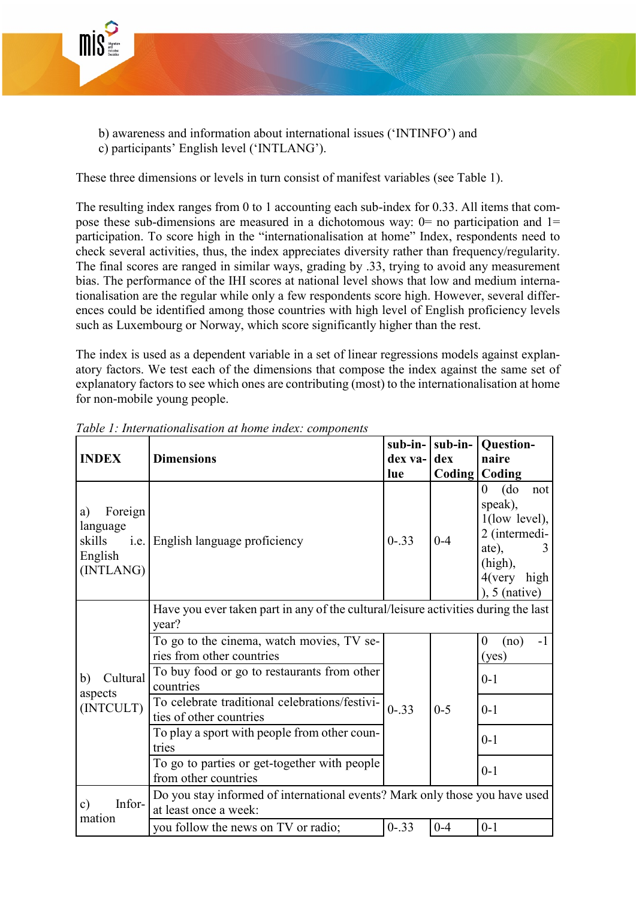b) awareness and information about international issues ('INTINFO') and
c) participants' English level ('INTLANG').

These three dimensions or levels in turn consist of manifest variables (see Table 1).

The resulting index ranges from 0 to 1 accounting each sub-index for 0.33. All items that compose these sub-dimensions are measured in a dichotomous way: 0= no participation and 1= participation. To score high in the "internationalisation at home" Index, respondents need to check several activities, thus, the index appreciates diversity rather than frequency/regularity. The final scores are ranged in similar ways, grading by .33, trying to avoid any measurement bias. The performance of the IHI scores at national level shows that low and medium internationalisation are the regular while only a few respondents score high. However, several differences could be identified among those countries with high level of English proficiency levels such as Luxembourg or Norway, which score significantly higher than the rest.

The index is used as a dependent variable in a set of linear regressions models against explanatory factors. We test each of the dimensions that compose the index against the same set of explanatory factors to see which ones are contributing (most) to the internationalisation at home for non-mobile young people.

*Table 1: Internationalisation at home index: components*

| INDEX | Dimensions | sub-index value | sub-index Coding | Questionnaire Coding |
|---|---|---|---|---|
| a) Foreign language skills i.e. English (INTLANG) | English language proficiency | 0-.33 | 0-4 | 0 (do not speak), 1(low level), 2 (intermediate), 3 (high), 4(very high ), 5 (native) |
| b) Cultural aspects (INTCULT) | Have you ever taken part in any of the cultural/leisure activities during the last year? | | | |
| | To go to the cinema, watch movies, TV series from other countries | 0-.33 | 0-5 | 0 (no) -1 (yes) |
| | To buy food or go to restaurants from other countries | | | 0-1 |
| | To celebrate traditional celebrations/festivities of other countries | | | 0-1 |
| | To play a sport with people from other countries | | | 0-1 |
| | To go to parties or get-together with people from other countries | | | 0-1 |
| c) Information | Do you stay informed of international events? Mark only those you have used at least once a week: | | | |
| | you follow the news on TV or radio; | 0-.33 | 0-4 | 0-1 |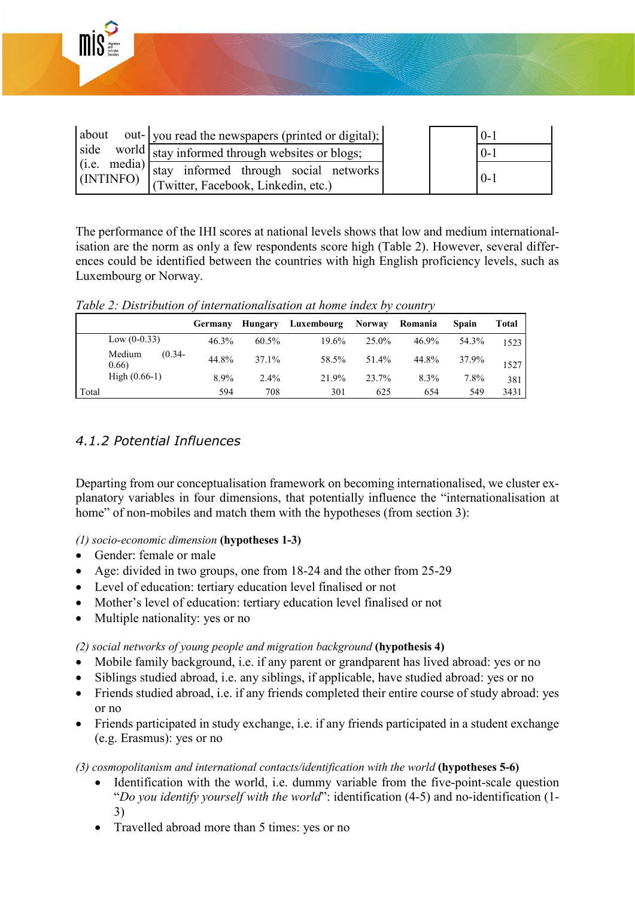| about outside world (i.e. media) (INTINFO) | you read the newspapers (printed or digital); | | 0-1 |
|---|---|---|---|
| | stay informed through websites or blogs; | | 0-1 |
| | stay informed through social networks (Twitter, Facebook, Linkedin, etc.) | | 0-1 |

The performance of the IHI scores at national levels shows that low and medium internationalisation are the norm as only a few respondents score high (Table 2). However, several differences could be identified between the countries with high English proficiency levels, such as Luxembourg or Norway.

*Table 2: Distribution of internationalisation at home index by country*

| | | Germany | Hungary | Luxembourg | Norway | Romania | Spain | Total |
|---|---|---|---|---|---|---|---|---|
| | Low (0-0.33) | 46.3% | 60.5% | 19.6% | 25.0% | 46.9% | 54.3% | 1523 |
| | Medium (0.34-0.66) | 44.8% | 37.1% | 58.5% | 51.4% | 44.8% | 37.9% | 1527 |
| | High (0.66-1) | 8.9% | 2.4% | 21.9% | 23.7% | 8.3% | 7.8% | 381 |
| Total | | 594 | 708 | 301 | 625 | 654 | 549 | 3431 |

### 4.1.2 Potential Influences

Departing from our conceptualisation framework on becoming internationalised, we cluster explanatory variables in four dimensions, that potentially influence the "internationalisation at home" of non-mobiles and match them with the hypotheses (from section 3):

*(1) socio-economic dimension* **(hypotheses 1-3)**

- Gender: female or male
- Age: divided in two groups, one from 18-24 and the other from 25-29
- Level of education: tertiary education level finalised or not
- Mother's level of education: tertiary education level finalised or not
- Multiple nationality: yes or no

*(2) social networks of young people and migration background* **(hypothesis 4)**

- Mobile family background, i.e. if any parent or grandparent has lived abroad: yes or no
- Siblings studied abroad, i.e. any siblings, if applicable, have studied abroad: yes or no
- Friends studied abroad, i.e. if any friends completed their entire course of study abroad: yes or no
- Friends participated in study exchange, i.e. if any friends participated in a student exchange (e.g. Erasmus): yes or no

*(3) cosmopolitanism and international contacts/identification with the world* **(hypotheses 5-6)**

- Identification with the world, i.e. dummy variable from the five-point-scale question "*Do you identify yourself with the world*": identification (4-5) and no-identification (1-3)
- Travelled abroad more than 5 times: yes or no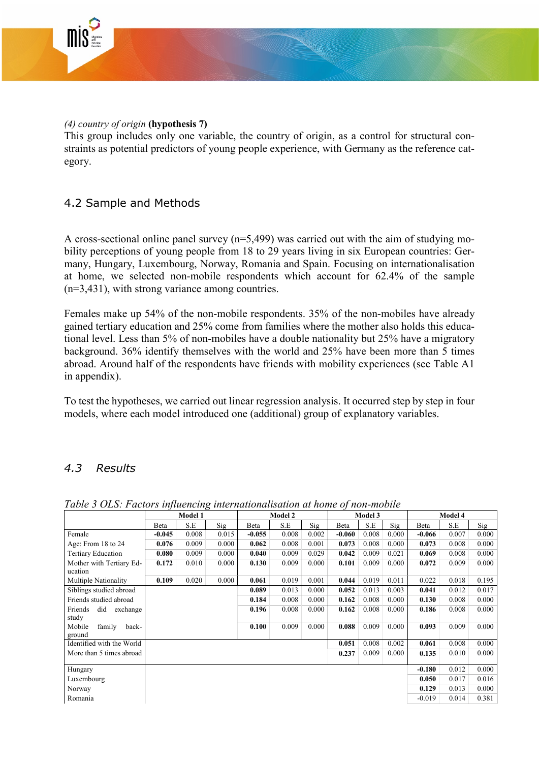*(4) country of origin* **(hypothesis 7)**

This group includes only one variable, the country of origin, as a control for structural constraints as potential predictors of young people experience, with Germany as the reference category.

## 4.2 Sample and Methods

A cross-sectional online panel survey (n=5,499) was carried out with the aim of studying mobility perceptions of young people from 18 to 29 years living in six European countries: Germany, Hungary, Luxembourg, Norway, Romania and Spain. Focusing on internationalisation at home, we selected non-mobile respondents which account for 62.4% of the sample (n=3,431), with strong variance among countries.

Females make up 54% of the non-mobile respondents. 35% of the non-mobiles have already gained tertiary education and 25% come from families where the mother also holds this educational level. Less than 5% of non-mobiles have a double nationality but 25% have a migratory background. 36% identify themselves with the world and 25% have been more than 5 times abroad. Around half of the respondents have friends with mobility experiences (see Table A1 in appendix).

To test the hypotheses, we carried out linear regression analysis. It occurred step by step in four models, where each model introduced one (additional) group of explanatory variables.

## *4.3 Results*

*Table 3 OLS: Factors influencing internationalisation at home of non-mobile*

| | Model 1 | | | Model 2 | | | Model 3 | | | Model 4 | | |
|---|---|---|---|---|---|---|---|---|---|---|---|---|
| | Beta | S.E | Sig | Beta | S.E | Sig | Beta | S.E | Sig | Beta | S.E | Sig |
| Female | **-0.045** | 0.008 | 0.015 | **-0.055** | 0.008 | 0.002 | **-0.060** | 0.008 | 0.000 | **-0.066** | 0.007 | 0.000 |
| Age: From 18 to 24 | **0.076** | 0.009 | 0.000 | **0.062** | 0.008 | 0.001 | **0.073** | 0.008 | 0.000 | **0.073** | 0.008 | 0.000 |
| Tertiary Education | **0.080** | 0.009 | 0.000 | **0.040** | 0.009 | 0.029 | **0.042** | 0.009 | 0.021 | **0.069** | 0.008 | 0.000 |
| Mother with Tertiary Education | **0.172** | 0.010 | 0.000 | **0.130** | 0.009 | 0.000 | **0.101** | 0.009 | 0.000 | **0.072** | 0.009 | 0.000 |
| Multiple Nationality | **0.109** | 0.020 | 0.000 | **0.061** | 0.019 | 0.001 | **0.044** | 0.019 | 0.011 | 0.022 | 0.018 | 0.195 |
| Siblings studied abroad | | | | **0.089** | 0.013 | 0.000 | **0.052** | 0.013 | 0.003 | **0.041** | 0.012 | 0.017 |
| Friends studied abroad | | | | **0.184** | 0.008 | 0.000 | **0.162** | 0.008 | 0.000 | **0.130** | 0.008 | 0.000 |
| Friends did exchange study | | | | **0.196** | 0.008 | 0.000 | **0.162** | 0.008 | 0.000 | **0.186** | 0.008 | 0.000 |
| Mobile family background | | | | **0.100** | 0.009 | 0.000 | **0.088** | 0.009 | 0.000 | **0.093** | 0.009 | 0.000 |
| Identified with the World | | | | | | | **0.051** | 0.008 | 0.002 | **0.061** | 0.008 | 0.000 |
| More than 5 times abroad | | | | | | | **0.237** | 0.009 | 0.000 | **0.135** | 0.010 | 0.000 |
| Hungary | | | | | | | | | | **-0.180** | 0.012 | 0.000 |
| Luxembourg | | | | | | | | | | **0.050** | 0.017 | 0.016 |
| Norway | | | | | | | | | | **0.129** | 0.013 | 0.000 |
| Romania | | | | | | | | | | -0.019 | 0.014 | 0.381 |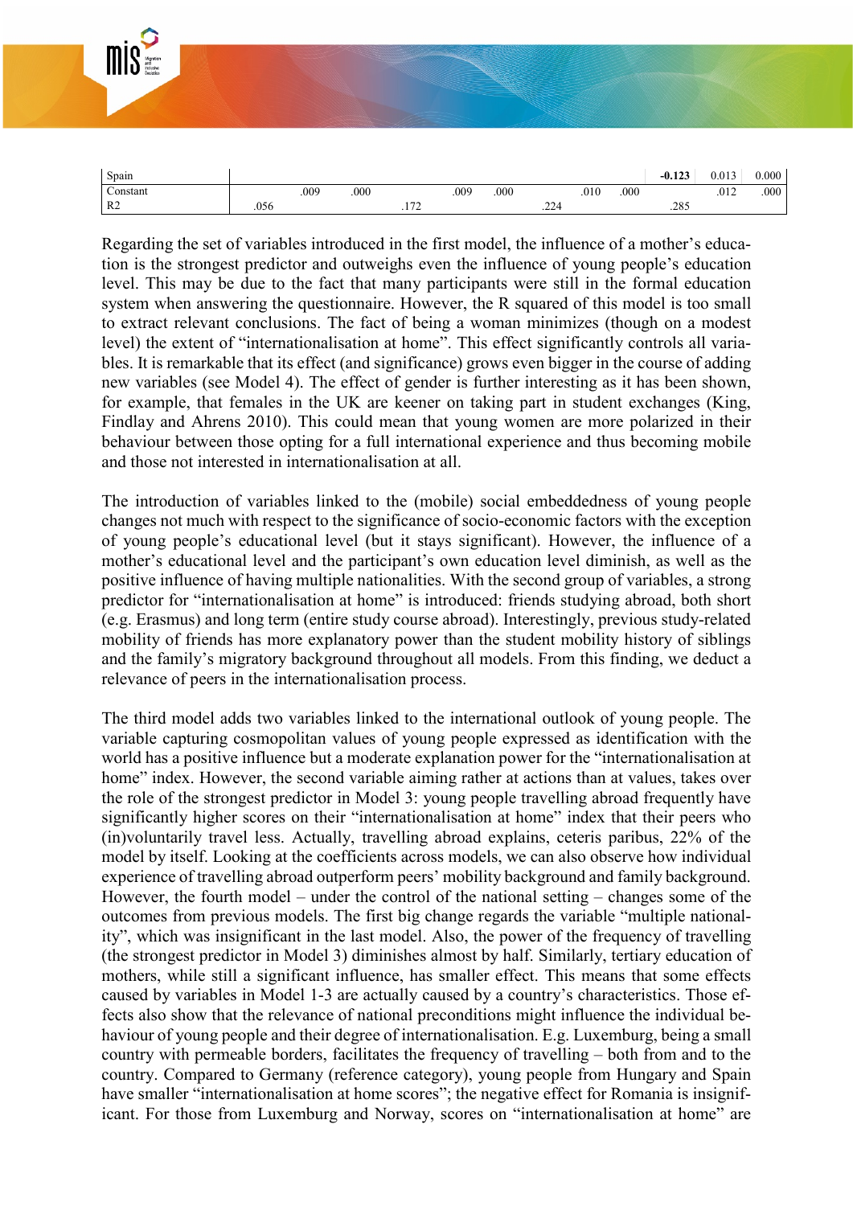| | | | | | | | | | | | | |
|---|---|---|---|---|---|---|---|---|---|---|---|---|
| Spain | | | | | | | | | | **-0.123** | 0.013 | 0.000 |
| Constant | | .009 | .000 | | .009 | .000 | | .010 | .000 | | .012 | .000 |
| R2 | .056 | | | .172 | | | .224 | | | .285 | | |

Regarding the set of variables introduced in the first model, the influence of a mother's education is the strongest predictor and outweighs even the influence of young people's education level. This may be due to the fact that many participants were still in the formal education system when answering the questionnaire. However, the R squared of this model is too small to extract relevant conclusions. The fact of being a woman minimizes (though on a modest level) the extent of "internationalisation at home". This effect significantly controls all variables. It is remarkable that its effect (and significance) grows even bigger in the course of adding new variables (see Model 4). The effect of gender is further interesting as it has been shown, for example, that females in the UK are keener on taking part in student exchanges (King, Findlay and Ahrens 2010). This could mean that young women are more polarized in their behaviour between those opting for a full international experience and thus becoming mobile and those not interested in internationalisation at all.

The introduction of variables linked to the (mobile) social embeddedness of young people changes not much with respect to the significance of socio-economic factors with the exception of young people's educational level (but it stays significant). However, the influence of a mother's educational level and the participant's own education level diminish, as well as the positive influence of having multiple nationalities. With the second group of variables, a strong predictor for "internationalisation at home" is introduced: friends studying abroad, both short (e.g. Erasmus) and long term (entire study course abroad). Interestingly, previous study-related mobility of friends has more explanatory power than the student mobility history of siblings and the family's migratory background throughout all models. From this finding, we deduct a relevance of peers in the internationalisation process.

The third model adds two variables linked to the international outlook of young people. The variable capturing cosmopolitan values of young people expressed as identification with the world has a positive influence but a moderate explanation power for the "internationalisation at home" index. However, the second variable aiming rather at actions than at values, takes over the role of the strongest predictor in Model 3: young people travelling abroad frequently have significantly higher scores on their "internationalisation at home" index that their peers who (in)voluntarily travel less. Actually, travelling abroad explains, ceteris paribus, 22% of the model by itself. Looking at the coefficients across models, we can also observe how individual experience of travelling abroad outperform peers' mobility background and family background. However, the fourth model – under the control of the national setting – changes some of the outcomes from previous models. The first big change regards the variable "multiple nationality", which was insignificant in the last model. Also, the power of the frequency of travelling (the strongest predictor in Model 3) diminishes almost by half. Similarly, tertiary education of mothers, while still a significant influence, has smaller effect. This means that some effects caused by variables in Model 1-3 are actually caused by a country's characteristics. Those effects also show that the relevance of national preconditions might influence the individual behaviour of young people and their degree of internationalisation. E.g. Luxemburg, being a small country with permeable borders, facilitates the frequency of travelling – both from and to the country. Compared to Germany (reference category), young people from Hungary and Spain have smaller "internationalisation at home scores"; the negative effect for Romania is insignificant. For those from Luxemburg and Norway, scores on "internationalisation at home" are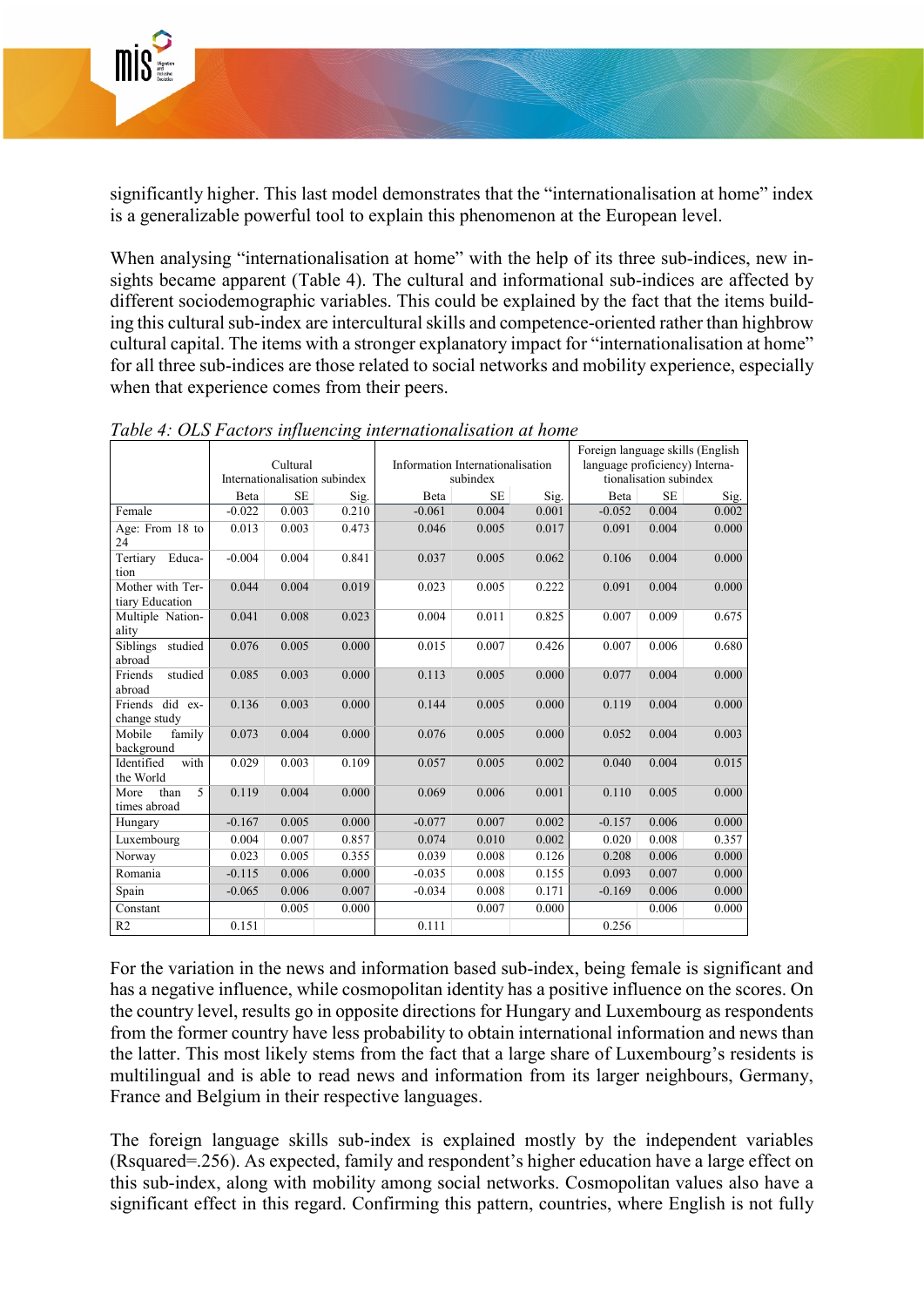significantly higher. This last model demonstrates that the "internationalisation at home" index is a generalizable powerful tool to explain this phenomenon at the European level.

When analysing "internationalisation at home" with the help of its three sub-indices, new insights became apparent (Table 4). The cultural and informational sub-indices are affected by different sociodemographic variables. This could be explained by the fact that the items building this cultural sub-index are intercultural skills and competence-oriented rather than highbrow cultural capital. The items with a stronger explanatory impact for "internationalisation at home" for all three sub-indices are those related to social networks and mobility experience, especially when that experience comes from their peers.

*Table 4: OLS Factors influencing internationalisation at home*

| | Cultural Internationalisation subindex | | | Information Internationalisation subindex | | | Foreign language skills (English language proficiency) Internationalisation subindex | | |
|---|---|---|---|---|---|---|---|---|---|
| | Beta | SE | Sig. | Beta | SE | Sig. | Beta | SE | Sig. |
| Female | -0.022 | 0.003 | 0.210 | -0.061 | 0.004 | 0.001 | -0.052 | 0.004 | 0.002 |
| Age: From 18 to 24 | 0.013 | 0.003 | 0.473 | 0.046 | 0.005 | 0.017 | 0.091 | 0.004 | 0.000 |
| Tertiary Education | -0.004 | 0.004 | 0.841 | 0.037 | 0.005 | 0.062 | 0.106 | 0.004 | 0.000 |
| Mother with Tertiary Education | 0.044 | 0.004 | 0.019 | 0.023 | 0.005 | 0.222 | 0.091 | 0.004 | 0.000 |
| Multiple Nationality | 0.041 | 0.008 | 0.023 | 0.004 | 0.011 | 0.825 | 0.007 | 0.009 | 0.675 |
| Siblings studied abroad | 0.076 | 0.005 | 0.000 | 0.015 | 0.007 | 0.426 | 0.007 | 0.006 | 0.680 |
| Friends studied abroad | 0.085 | 0.003 | 0.000 | 0.113 | 0.005 | 0.000 | 0.077 | 0.004 | 0.000 |
| Friends did exchange study | 0.136 | 0.003 | 0.000 | 0.144 | 0.005 | 0.000 | 0.119 | 0.004 | 0.000 |
| Mobile family background | 0.073 | 0.004 | 0.000 | 0.076 | 0.005 | 0.000 | 0.052 | 0.004 | 0.003 |
| Identified with the World | 0.029 | 0.003 | 0.109 | 0.057 | 0.005 | 0.002 | 0.040 | 0.004 | 0.015 |
| More than 5 times abroad | 0.119 | 0.004 | 0.000 | 0.069 | 0.006 | 0.001 | 0.110 | 0.005 | 0.000 |
| Hungary | -0.167 | 0.005 | 0.000 | -0.077 | 0.007 | 0.002 | -0.157 | 0.006 | 0.000 |
| Luxembourg | 0.004 | 0.007 | 0.857 | 0.074 | 0.010 | 0.002 | 0.020 | 0.008 | 0.357 |
| Norway | 0.023 | 0.005 | 0.355 | 0.039 | 0.008 | 0.126 | 0.208 | 0.006 | 0.000 |
| Romania | -0.115 | 0.006 | 0.000 | -0.035 | 0.008 | 0.155 | 0.093 | 0.007 | 0.000 |
| Spain | -0.065 | 0.006 | 0.007 | -0.034 | 0.008 | 0.171 | -0.169 | 0.006 | 0.000 |
| Constant | | 0.005 | 0.000 | | 0.007 | 0.000 | | 0.006 | 0.000 |
| R2 | 0.151 | | | 0.111 | | | 0.256 | | |

For the variation in the news and information based sub-index, being female is significant and has a negative influence, while cosmopolitan identity has a positive influence on the scores. On the country level, results go in opposite directions for Hungary and Luxembourg as respondents from the former country have less probability to obtain international information and news than the latter. This most likely stems from the fact that a large share of Luxembourg's residents is multilingual and is able to read news and information from its larger neighbours, Germany, France and Belgium in their respective languages.

The foreign language skills sub-index is explained mostly by the independent variables (Rsquared=.256). As expected, family and respondent's higher education have a large effect on this sub-index, along with mobility among social networks. Cosmopolitan values also have a significant effect in this regard. Confirming this pattern, countries, where English is not fully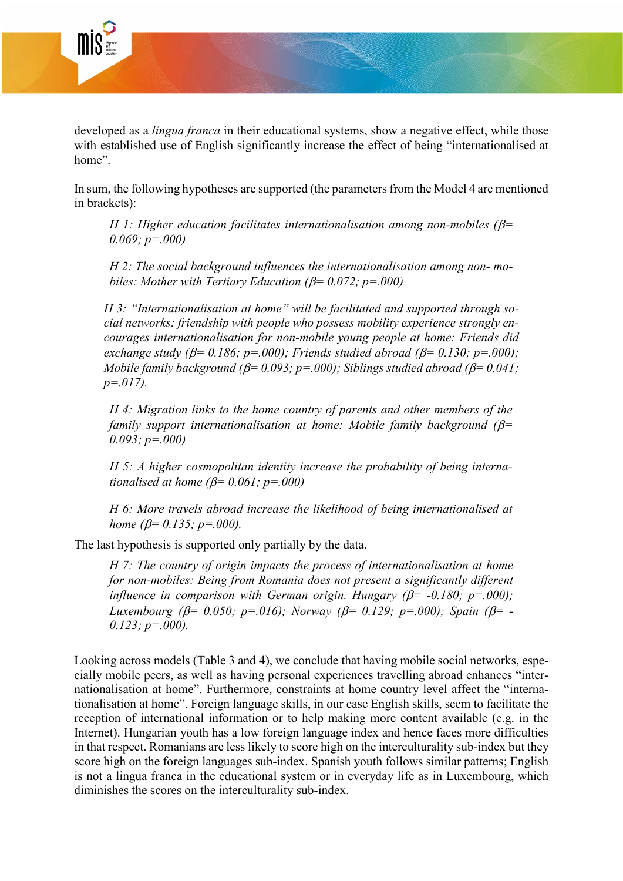developed as a *lingua franca* in their educational systems, show a negative effect, while those with established use of English significantly increase the effect of being "internationalised at home".

In sum, the following hypotheses are supported (the parameters from the Model 4 are mentioned in brackets):

> *H 1: Higher education facilitates internationalisation among non-mobiles ($\beta$= 0.069; p=.000)*

> *H 2: The social background influences the internationalisation among non- mobiles: Mother with Tertiary Education ($\beta$= 0.072; p=.000)*

> *H 3: "Internationalisation at home" will be facilitated and supported through social networks: friendship with people who possess mobility experience strongly encourages internationalisation for non-mobile young people at home: Friends did exchange study ($\beta$= 0.186; p=.000); Friends studied abroad ($\beta$= 0.130; p=.000); Mobile family background ($\beta$= 0.093; p=.000); Siblings studied abroad ($\beta$= 0.041; p=.017).*

> *H 4: Migration links to the home country of parents and other members of the family support internationalisation at home: Mobile family background ($\beta$= 0.093; p=.000)*

> *H 5: A higher cosmopolitan identity increase the probability of being internationalised at home ($\beta$= 0.061; p=.000)*

> *H 6: More travels abroad increase the likelihood of being internationalised at home ($\beta$= 0.135; p=.000).*

The last hypothesis is supported only partially by the data.

> *H 7: The country of origin impacts the process of internationalisation at home for non-mobiles: Being from Romania does not present a significantly different influence in comparison with German origin. Hungary ($\beta$= -0.180; p=.000); Luxembourg ($\beta$= 0.050; p=.016); Norway ($\beta$= 0.129; p=.000); Spain ($\beta$= -0.123; p=.000).*

Looking across models (Table 3 and 4), we conclude that having mobile social networks, especially mobile peers, as well as having personal experiences travelling abroad enhances "internationalisation at home". Furthermore, constraints at home country level affect the "internationalisation at home". Foreign language skills, in our case English skills, seem to facilitate the reception of international information or to help making more content available (e.g. in the Internet). Hungarian youth has a low foreign language index and hence faces more difficulties in that respect. Romanians are less likely to score high on the interculturality sub-index but they score high on the foreign languages sub-index. Spanish youth follows similar patterns; English is not a lingua franca in the educational system or in everyday life as in Luxembourg, which diminishes the scores on the interculturality sub-index.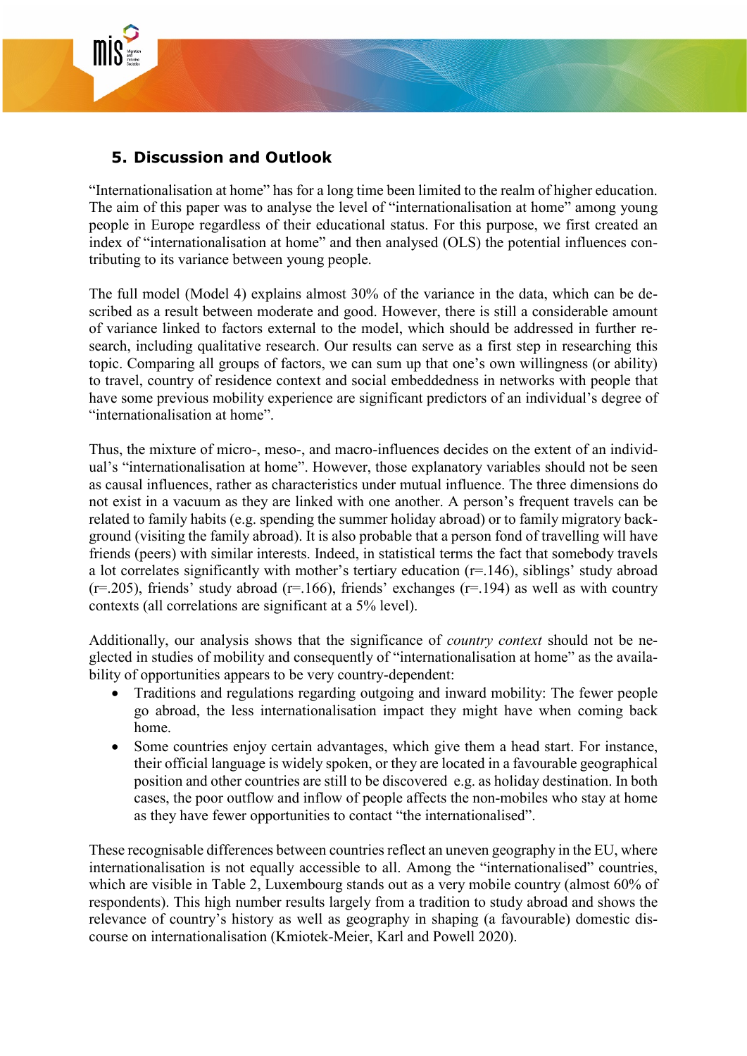## 5. Discussion and Outlook

"Internationalisation at home" has for a long time been limited to the realm of higher education. The aim of this paper was to analyse the level of "internationalisation at home" among young people in Europe regardless of their educational status. For this purpose, we first created an index of "internationalisation at home" and then analysed (OLS) the potential influences contributing to its variance between young people.

The full model (Model 4) explains almost 30% of the variance in the data, which can be described as a result between moderate and good. However, there is still a considerable amount of variance linked to factors external to the model, which should be addressed in further research, including qualitative research. Our results can serve as a first step in researching this topic. Comparing all groups of factors, we can sum up that one's own willingness (or ability) to travel, country of residence context and social embeddedness in networks with people that have some previous mobility experience are significant predictors of an individual's degree of "internationalisation at home".

Thus, the mixture of micro-, meso-, and macro-influences decides on the extent of an individual's "internationalisation at home". However, those explanatory variables should not be seen as causal influences, rather as characteristics under mutual influence. The three dimensions do not exist in a vacuum as they are linked with one another. A person's frequent travels can be related to family habits (e.g. spending the summer holiday abroad) or to family migratory background (visiting the family abroad). It is also probable that a person fond of travelling will have friends (peers) with similar interests. Indeed, in statistical terms the fact that somebody travels a lot correlates significantly with mother's tertiary education ($r=.146$), siblings' study abroad ($r=.205$), friends' study abroad ($r=.166$), friends' exchanges ($r=.194$) as well as with country contexts (all correlations are significant at a 5% level).

Additionally, our analysis shows that the significance of *country context* should not be neglected in studies of mobility and consequently of "internationalisation at home" as the availability of opportunities appears to be very country-dependent:

- Traditions and regulations regarding outgoing and inward mobility: The fewer people go abroad, the less internationalisation impact they might have when coming back home.
- Some countries enjoy certain advantages, which give them a head start. For instance, their official language is widely spoken, or they are located in a favourable geographical position and other countries are still to be discovered e.g. as holiday destination. In both cases, the poor outflow and inflow of people affects the non-mobiles who stay at home as they have fewer opportunities to contact "the internationalised".

These recognisable differences between countries reflect an uneven geography in the EU, where internationalisation is not equally accessible to all. Among the "internationalised" countries, which are visible in Table 2, Luxembourg stands out as a very mobile country (almost 60% of respondents). This high number results largely from a tradition to study abroad and shows the relevance of country's history as well as geography in shaping (a favourable) domestic discourse on internationalisation (Kmiotek-Meier, Karl and Powell 2020).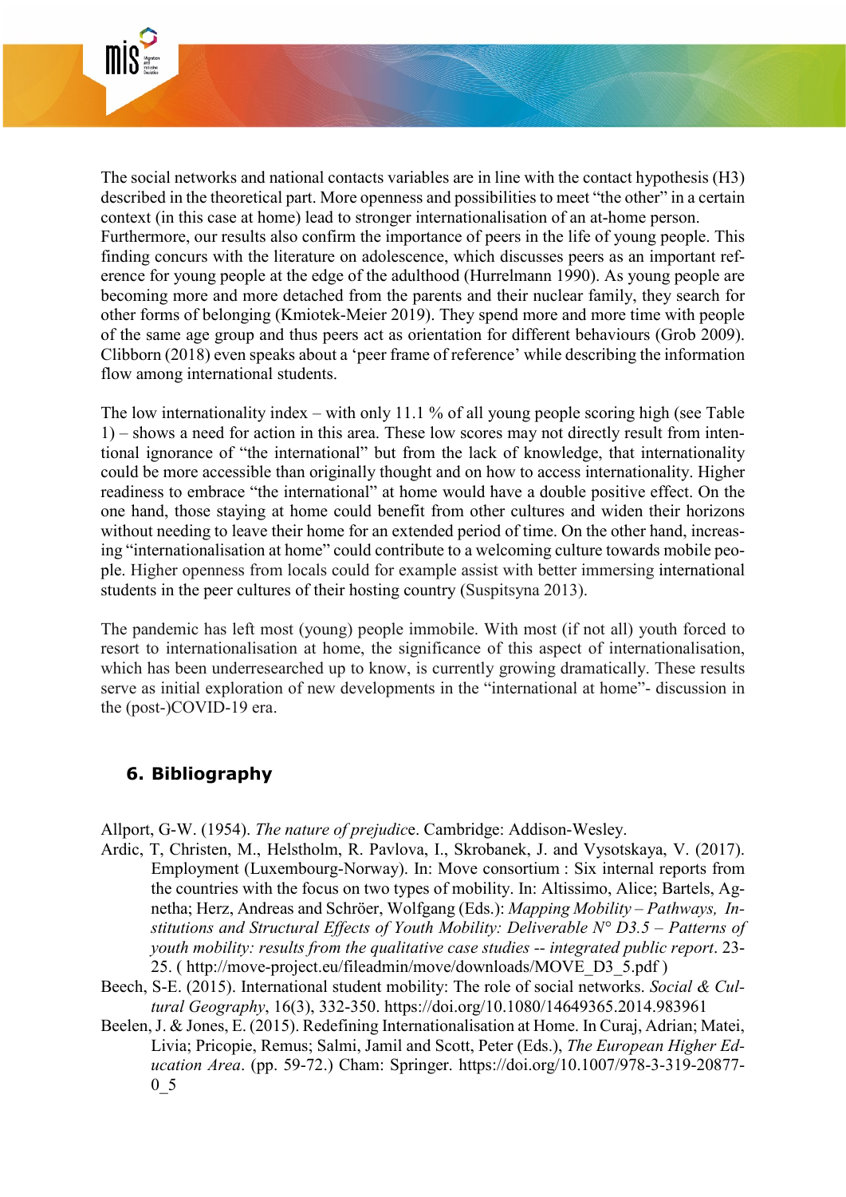The social networks and national contacts variables are in line with the contact hypothesis (H3) described in the theoretical part. More openness and possibilities to meet "the other" in a certain context (in this case at home) lead to stronger internationalisation of an at-home person. Furthermore, our results also confirm the importance of peers in the life of young people. This finding concurs with the literature on adolescence, which discusses peers as an important reference for young people at the edge of the adulthood (Hurrelmann 1990). As young people are becoming more and more detached from the parents and their nuclear family, they search for other forms of belonging (Kmiotek-Meier 2019). They spend more and more time with people of the same age group and thus peers act as orientation for different behaviours (Grob 2009). Clibborn (2018) even speaks about a 'peer frame of reference' while describing the information flow among international students.

The low internationality index – with only 11.1 % of all young people scoring high (see Table 1) – shows a need for action in this area. These low scores may not directly result from intentional ignorance of "the international" but from the lack of knowledge, that internationality could be more accessible than originally thought and on how to access internationality. Higher readiness to embrace "the international" at home would have a double positive effect. On the one hand, those staying at home could benefit from other cultures and widen their horizons without needing to leave their home for an extended period of time. On the other hand, increasing "internationalisation at home" could contribute to a welcoming culture towards mobile people. Higher openness from locals could for example assist with better immersing international students in the peer cultures of their hosting country (Suspitsyna 2013).

The pandemic has left most (young) people immobile. With most (if not all) youth forced to resort to internationalisation at home, the significance of this aspect of internationalisation, which has been underresearched up to know, is currently growing dramatically. These results serve as initial exploration of new developments in the "international at home"- discussion in the (post-)COVID-19 era.

## 6. Bibliography

Allport, G-W. (1954). *The nature of prejudic*e. Cambridge: Addison-Wesley.

Ardic, T, Christen, M., Helstholm, R. Pavlova, I., Skrobanek, J. and Vysotskaya, V. (2017). Employment (Luxembourg-Norway). In: Move consortium : Six internal reports from the countries with the focus on two types of mobility. In: Altissimo, Alice; Bartels, Agnetha; Herz, Andreas and Schröer, Wolfgang (Eds.): *Mapping Mobility – Pathways, Institutions and Structural Effects of Youth Mobility: Deliverable N° D3.5 – Patterns of youth mobility: results from the qualitative case studies -- integrated public report*. 23-25. ( http://move-project.eu/fileadmin/move/downloads/MOVE_D3_5.pdf )

Beech, S-E. (2015). International student mobility: The role of social networks. *Social & Cultural Geography*, 16(3), 332-350. https://doi.org/10.1080/14649365.2014.983961

Beelen, J. & Jones, E. (2015). Redefining Internationalisation at Home. In Curaj, Adrian; Matei, Livia; Pricopie, Remus; Salmi, Jamil and Scott, Peter (Eds.), *The European Higher Education Area*. (pp. 59-72.) Cham: Springer. https://doi.org/10.1007/978-3-319-20877-0_5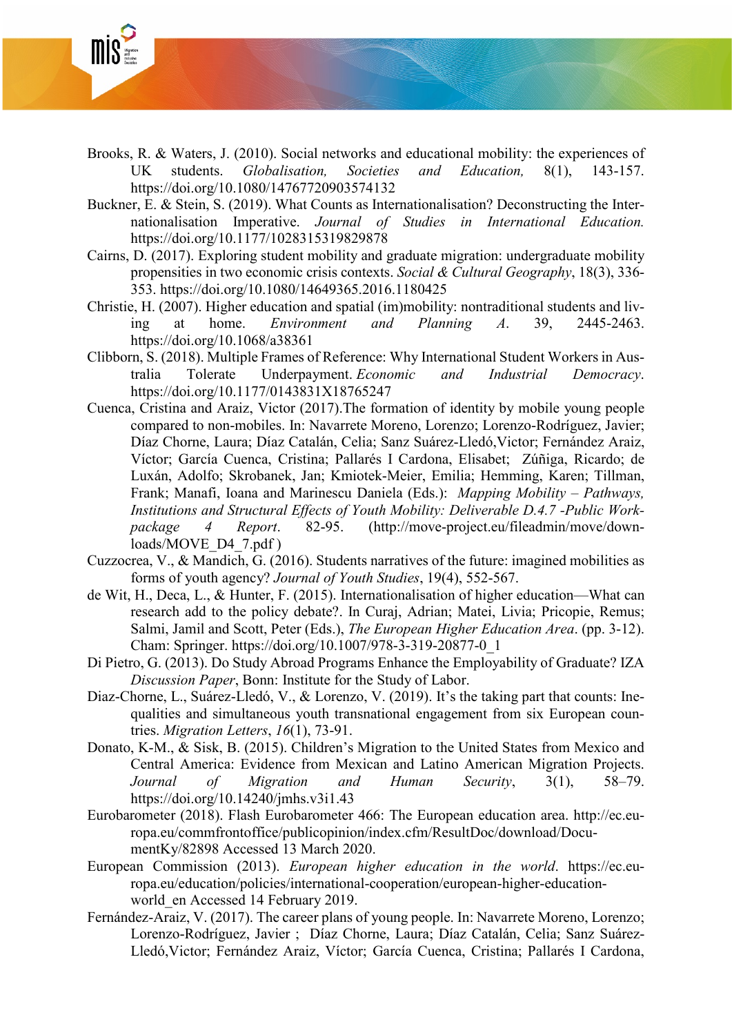Brooks, R. & Waters, J. (2010). Social networks and educational mobility: the experiences of UK students. *Globalisation, Societies and Education,* 8(1), 143-157. https://doi.org/10.1080/14767720903574132

Buckner, E. & Stein, S. (2019). What Counts as Internationalisation? Deconstructing the Internationalisation Imperative. *Journal of Studies in International Education.* https://doi.org/10.1177/1028315319829878

Cairns, D. (2017). Exploring student mobility and graduate migration: undergraduate mobility propensities in two economic crisis contexts. *Social & Cultural Geography*, 18(3), 336-353. https://doi.org/10.1080/14649365.2016.1180425

Christie, H. (2007). Higher education and spatial (im)mobility: nontraditional students and living at home. *Environment and Planning A*. 39, 2445-2463. https://doi.org/10.1068/a38361

Clibborn, S. (2018). Multiple Frames of Reference: Why International Student Workers in Australia Tolerate Underpayment. *Economic and Industrial Democracy*. https://doi.org/10.1177/0143831X18765247

Cuenca, Cristina and Araiz, Victor (2017).The formation of identity by mobile young people compared to non-mobiles. In: Navarrete Moreno, Lorenzo; Lorenzo-Rodríguez, Javier; Díaz Chorne, Laura; Díaz Catalán, Celia; Sanz Suárez-Lledó,Victor; Fernández Araiz, Víctor; García Cuenca, Cristina; Pallarés I Cardona, Elisabet; Zúñiga, Ricardo; de Luxán, Adolfo; Skrobanek, Jan; Kmiotek-Meier, Emilia; Hemming, Karen; Tillman, Frank; Manafi, Ioana and Marinescu Daniela (Eds.): *Mapping Mobility – Pathways, Institutions and Structural Effects of Youth Mobility: Deliverable D.4.7 -Public Workpackage 4 Report*. 82-95. (http://move-project.eu/fileadmin/move/downloads/MOVE_D4_7.pdf )

Cuzzocrea, V., & Mandich, G. (2016). Students narratives of the future: imagined mobilities as forms of youth agency? *Journal of Youth Studies*, 19(4), 552-567.

de Wit, H., Deca, L., & Hunter, F. (2015). Internationalisation of higher education—What can research add to the policy debate?. In Curaj, Adrian; Matei, Livia; Pricopie, Remus; Salmi, Jamil and Scott, Peter (Eds.), *The European Higher Education Area*. (pp. 3-12). Cham: Springer. https://doi.org/10.1007/978-3-319-20877-0_1

Di Pietro, G. (2013). Do Study Abroad Programs Enhance the Employability of Graduate? IZA *Discussion Paper*, Bonn: Institute for the Study of Labor.

Diaz-Chorne, L., Suárez-Lledó, V., & Lorenzo, V. (2019). It's the taking part that counts: Inequalities and simultaneous youth transnational engagement from six European countries. *Migration Letters*, *16*(1), 73-91.

Donato, K-M., & Sisk, B. (2015). Children's Migration to the United States from Mexico and Central America: Evidence from Mexican and Latino American Migration Projects. *Journal of Migration and Human Security*, 3(1), 58–79. https://doi.org/10.14240/jmhs.v3i1.43

Eurobarometer (2018). Flash Eurobarometer 466: The European education area. http://ec.europa.eu/commfrontoffice/publicopinion/index.cfm/ResultDoc/download/DocumentKy/82898 Accessed 13 March 2020.

European Commission (2013). *European higher education in the world*. https://ec.europa.eu/education/policies/international-cooperation/european-higher-education-world_en Accessed 14 February 2019.

Fernández-Araiz, V. (2017). The career plans of young people. In: Navarrete Moreno, Lorenzo; Lorenzo-Rodríguez, Javier ; Díaz Chorne, Laura; Díaz Catalán, Celia; Sanz Suárez-Lledó,Victor; Fernández Araiz, Víctor; García Cuenca, Cristina; Pallarés I Cardona,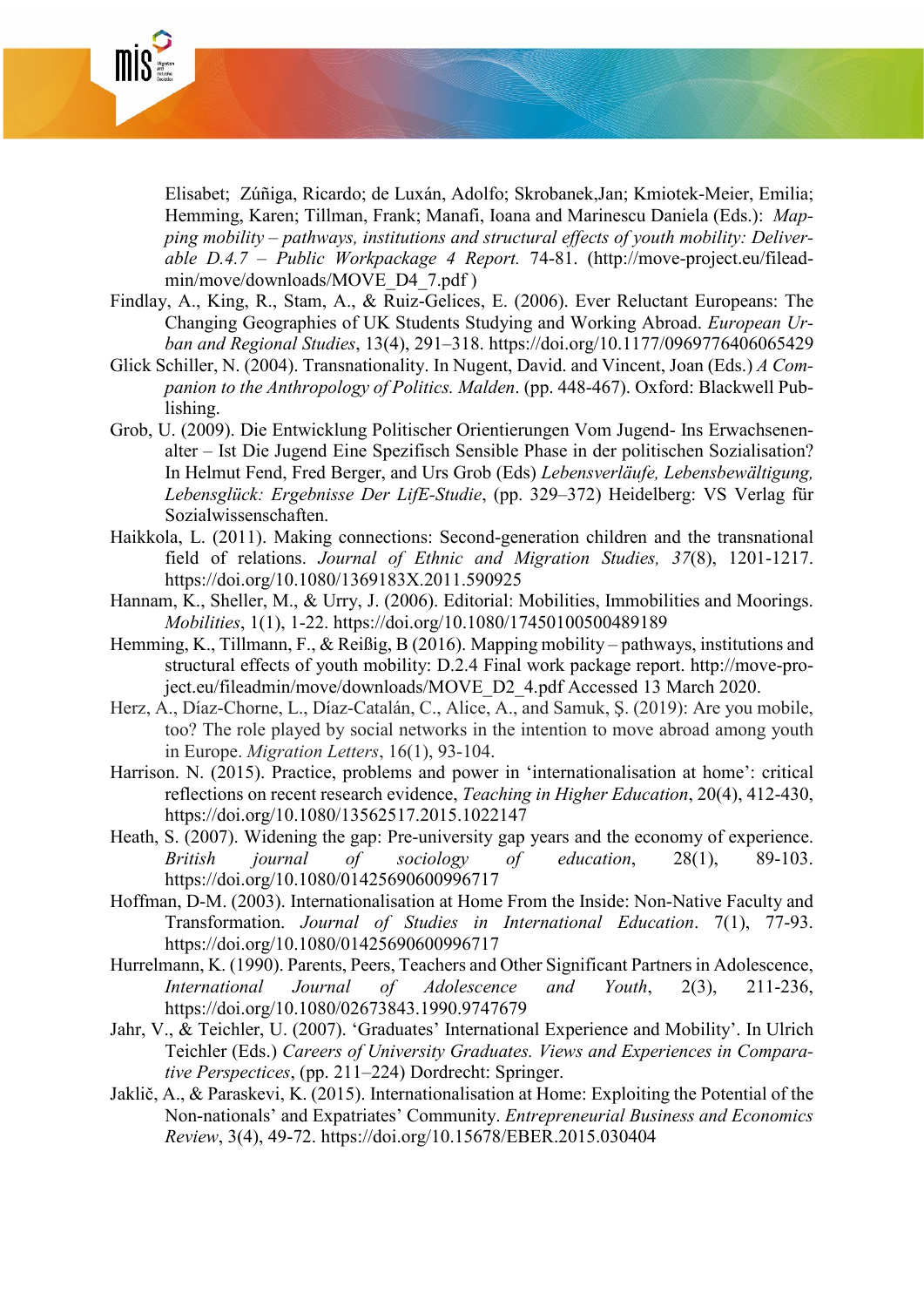Elisabet; Zúñiga, Ricardo; de Luxán, Adolfo; Skrobanek,Jan; Kmiotek-Meier, Emilia; Hemming, Karen; Tillman, Frank; Manafi, Ioana and Marinescu Daniela (Eds.): *Mapping mobility – pathways, institutions and structural effects of youth mobility: Deliverable D.4.7 – Public Workpackage 4 Report.* 74-81. (http://move-project.eu/fileadmin/move/downloads/MOVE_D4_7.pdf )

Findlay, A., King, R., Stam, A., & Ruiz-Gelices, E. (2006). Ever Reluctant Europeans: The Changing Geographies of UK Students Studying and Working Abroad. *European Urban and Regional Studies*, 13(4), 291–318. https://doi.org/10.1177/0969776406065429

Glick Schiller, N. (2004). Transnationality. In Nugent, David. and Vincent, Joan (Eds.) *A Companion to the Anthropology of Politics. Malden*. (pp. 448-467). Oxford: Blackwell Publishing.

Grob, U. (2009). Die Entwicklung Politischer Orientierungen Vom Jugend- Ins Erwachsenenalter – Ist Die Jugend Eine Spezifisch Sensible Phase in der politischen Sozialisation? In Helmut Fend, Fred Berger, and Urs Grob (Eds) *Lebensverläufe, Lebensbewältigung, Lebensglück: Ergebnisse Der LifE-Studie*, (pp. 329–372) Heidelberg: VS Verlag für Sozialwissenschaften.

Haikkola, L. (2011). Making connections: Second-generation children and the transnational field of relations. *Journal of Ethnic and Migration Studies, 37*(8), 1201-1217. https://doi.org/10.1080/1369183X.2011.590925

Hannam, K., Sheller, M., & Urry, J. (2006). Editorial: Mobilities, Immobilities and Moorings. *Mobilities*, 1(1), 1-22. https://doi.org/10.1080/17450100500489189

Hemming, K., Tillmann, F., & Reißig, B (2016). Mapping mobility – pathways, institutions and structural effects of youth mobility: D.2.4 Final work package report. http://move-project.eu/fileadmin/move/downloads/MOVE_D2_4.pdf Accessed 13 March 2020.

Herz, A., Díaz-Chorne, L., Díaz-Catalán, C., Alice, A., and Samuk, Ş. (2019): Are you mobile, too? The role played by social networks in the intention to move abroad among youth in Europe. *Migration Letters*, 16(1), 93-104.

Harrison. N. (2015). Practice, problems and power in 'internationalisation at home': critical reflections on recent research evidence, *Teaching in Higher Education*, 20(4), 412-430, https://doi.org/10.1080/13562517.2015.1022147

Heath, S. (2007). Widening the gap: Pre-university gap years and the economy of experience. *British journal of sociology of education*, 28(1), 89-103. https://doi.org/10.1080/01425690600996717

Hoffman, D-M. (2003). Internationalisation at Home From the Inside: Non-Native Faculty and Transformation. *Journal of Studies in International Education*. 7(1), 77-93. https://doi.org/10.1080/01425690600996717

Hurrelmann, K. (1990). Parents, Peers, Teachers and Other Significant Partners in Adolescence, *International Journal of Adolescence and Youth*, 2(3), 211-236, https://doi.org/10.1080/02673843.1990.9747679

Jahr, V., & Teichler, U. (2007). 'Graduates' International Experience and Mobility'. In Ulrich Teichler (Eds.) *Careers of University Graduates. Views and Experiences in Comparative Perspectices*, (pp. 211–224) Dordrecht: Springer.

Jaklič, A., & Paraskevi, K. (2015). Internationalisation at Home: Exploiting the Potential of the Non-nationals' and Expatriates' Community. *Entrepreneurial Business and Economics Review*, 3(4), 49-72. https://doi.org/10.15678/EBER.2015.030404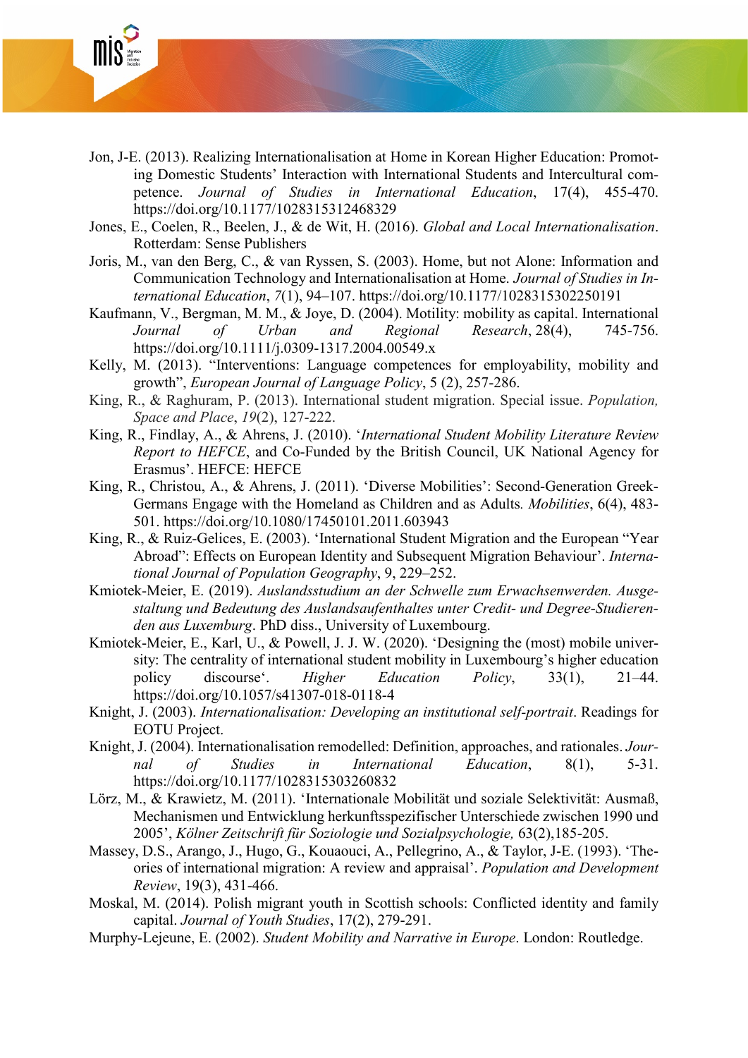Jon, J-E. (2013). Realizing Internationalisation at Home in Korean Higher Education: Promoting Domestic Students' Interaction with International Students and Intercultural competence. *Journal of Studies in International Education*, 17(4), 455-470. https://doi.org/10.1177/1028315312468329

Jones, E., Coelen, R., Beelen, J., & de Wit, H. (2016). *Global and Local Internationalisation*. Rotterdam: Sense Publishers

Joris, M., van den Berg, C., & van Ryssen, S. (2003). Home, but not Alone: Information and Communication Technology and Internationalisation at Home. *Journal of Studies in International Education*, *7*(1), 94–107. https://doi.org/10.1177/1028315302250191

Kaufmann, V., Bergman, M. M., & Joye, D. (2004). Motility: mobility as capital. International *Journal of Urban and Regional Research*, 28(4), 745-756. https://doi.org/10.1111/j.0309-1317.2004.00549.x

Kelly, M. (2013). "Interventions: Language competences for employability, mobility and growth", *European Journal of Language Policy*, 5 (2), 257-286.

King, R., & Raghuram, P. (2013). International student migration. Special issue. *Population, Space and Place*, *19*(2), 127-222.

King, R., Findlay, A., & Ahrens, J. (2010). '*International Student Mobility Literature Review Report to HEFCE*, and Co-Funded by the British Council, UK National Agency for Erasmus'. HEFCE: HEFCE

King, R., Christou, A., & Ahrens, J. (2011). 'Diverse Mobilities': Second-Generation Greek-Germans Engage with the Homeland as Children and as Adults. *Mobilities*, 6(4), 483-501. https://doi.org/10.1080/17450101.2011.603943

King, R., & Ruiz-Gelices, E. (2003). 'International Student Migration and the European "Year Abroad": Effects on European Identity and Subsequent Migration Behaviour'. *International Journal of Population Geography*, 9, 229–252.

Kmiotek-Meier, E. (2019). *Auslandsstudium an der Schwelle zum Erwachsenwerden. Ausgestaltung und Bedeutung des Auslandsaufenthaltes unter Credit- und Degree-Studierenden aus Luxemburg*. PhD diss., University of Luxembourg.

Kmiotek-Meier, E., Karl, U., & Powell, J. J. W. (2020). 'Designing the (most) mobile university: The centrality of international student mobility in Luxembourg's higher education policy discourse'. *Higher Education Policy*, 33(1), 21–44. https://doi.org/10.1057/s41307-018-0118-4

Knight, J. (2003). *Internationalisation: Developing an institutional self-portrait*. Readings for EOTU Project.

Knight, J. (2004). Internationalisation remodelled: Definition, approaches, and rationales. *Journal of Studies in International Education*, 8(1), 5-31. https://doi.org/10.1177/1028315303260832

Lörz, M., & Krawietz, M. (2011). 'Internationale Mobilität und soziale Selektivität: Ausmaß, Mechanismen und Entwicklung herkunftsspezifischer Unterschiede zwischen 1990 und 2005', *Kölner Zeitschrift für Soziologie und Sozialpsychologie,* 63(2),185-205.

Massey, D.S., Arango, J., Hugo, G., Kouaouci, A., Pellegrino, A., & Taylor, J-E. (1993). 'Theories of international migration: A review and appraisal'. *Population and Development Review*, 19(3), 431-466.

Moskal, M. (2014). Polish migrant youth in Scottish schools: Conflicted identity and family capital. *Journal of Youth Studies*, 17(2), 279-291.

Murphy-Lejeune, E. (2002). *Student Mobility and Narrative in Europe*. London: Routledge.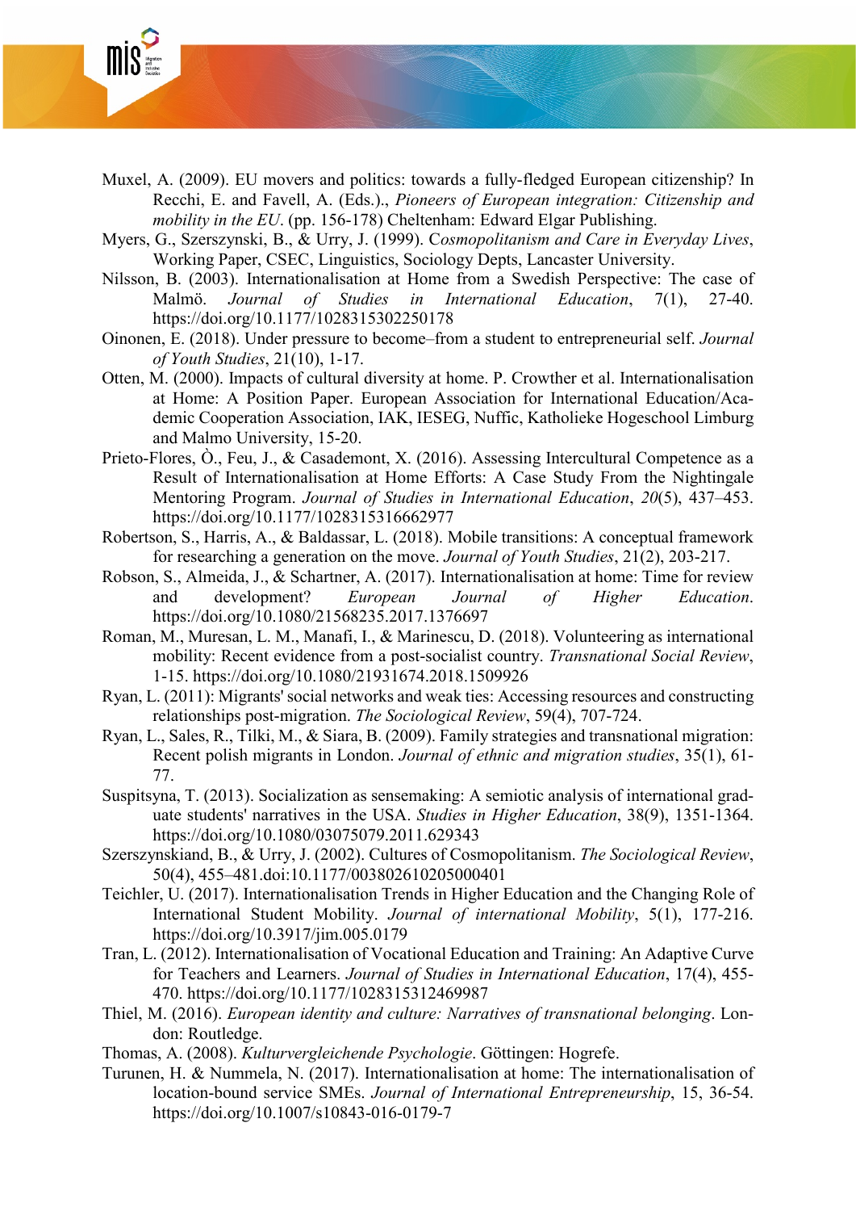Muxel, A. (2009). EU movers and politics: towards a fully-fledged European citizenship? In Recchi, E. and Favell, A. (Eds.)., *Pioneers of European integration: Citizenship and mobility in the EU*. (pp. 156-178) Cheltenham: Edward Elgar Publishing.

Myers, G., Szerszynski, B., & Urry, J. (1999). C*osmopolitanism and Care in Everyday Lives*, Working Paper, CSEC, Linguistics, Sociology Depts, Lancaster University.

Nilsson, B. (2003). Internationalisation at Home from a Swedish Perspective: The case of Malmö. *Journal of Studies in International Education*, 7(1), 27-40. https://doi.org/10.1177/1028315302250178

Oinonen, E. (2018). Under pressure to become–from a student to entrepreneurial self. *Journal of Youth Studies*, 21(10), 1-17.

Otten, M. (2000). Impacts of cultural diversity at home. P. Crowther et al. Internationalisation at Home: A Position Paper. European Association for International Education/Academic Cooperation Association, IAK, IESEG, Nuffic, Katholieke Hogeschool Limburg and Malmo University, 15-20.

Prieto-Flores, Ò., Feu, J., & Casademont, X. (2016). Assessing Intercultural Competence as a Result of Internationalisation at Home Efforts: A Case Study From the Nightingale Mentoring Program. *Journal of Studies in International Education*, *20*(5), 437–453. https://doi.org/10.1177/1028315316662977

Robertson, S., Harris, A., & Baldassar, L. (2018). Mobile transitions: A conceptual framework for researching a generation on the move. *Journal of Youth Studies*, 21(2), 203-217.

Robson, S., Almeida, J., & Schartner, A. (2017). Internationalisation at home: Time for review and development? *European Journal of Higher Education*. https://doi.org/10.1080/21568235.2017.1376697

Roman, M., Muresan, L. M., Manafi, I., & Marinescu, D. (2018). Volunteering as international mobility: Recent evidence from a post-socialist country. *Transnational Social Review*, 1-15. https://doi.org/10.1080/21931674.2018.1509926

Ryan, L. (2011): Migrants' social networks and weak ties: Accessing resources and constructing relationships post-migration. *The Sociological Review*, 59(4), 707-724.

Ryan, L., Sales, R., Tilki, M., & Siara, B. (2009). Family strategies and transnational migration: Recent polish migrants in London. *Journal of ethnic and migration studies*, 35(1), 61-77.

Suspitsyna, T. (2013). Socialization as sensemaking: A semiotic analysis of international graduate students' narratives in the USA. *Studies in Higher Education*, 38(9), 1351-1364. https://doi.org/10.1080/03075079.2011.629343

Szerszynskiand, B., & Urry, J. (2002). Cultures of Cosmopolitanism. *The Sociological Review*, 50(4), 455–481.doi:10.1177/003802610205000401

Teichler, U. (2017). Internationalisation Trends in Higher Education and the Changing Role of International Student Mobility. *Journal of international Mobility*, 5(1), 177-216. https://doi.org/10.3917/jim.005.0179

Tran, L. (2012). Internationalisation of Vocational Education and Training: An Adaptive Curve for Teachers and Learners. *Journal of Studies in International Education*, 17(4), 455-470. https://doi.org/10.1177/1028315312469987

Thiel, M. (2016). *European identity and culture: Narratives of transnational belonging*. London: Routledge.

Thomas, A. (2008). *Kulturvergleichende Psychologie*. Göttingen: Hogrefe.

Turunen, H. & Nummela, N. (2017). Internationalisation at home: The internationalisation of location-bound service SMEs. *Journal of International Entrepreneurship*, 15, 36-54. https://doi.org/10.1007/s10843-016-0179-7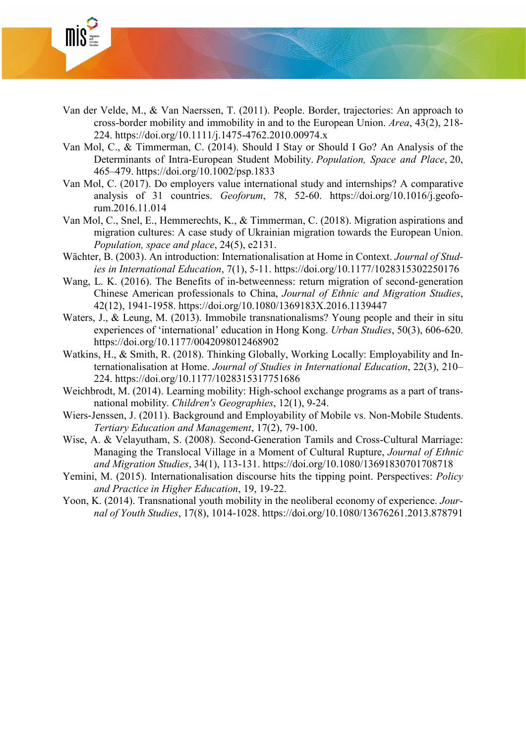Van der Velde, M., & Van Naerssen, T. (2011). People. Border, trajectories: An approach to cross-border mobility and immobility in and to the European Union. *Area*, 43(2), 218-224. https://doi.org/10.1111/j.1475-4762.2010.00974.x

Van Mol, C., & Timmerman, C. (2014). Should I Stay or Should I Go? An Analysis of the Determinants of Intra-European Student Mobility. *Population, Space and Place*, 20, 465–479. https://doi.org/10.1002/psp.1833

Van Mol, C. (2017). Do employers value international study and internships? A comparative analysis of 31 countries. *Geoforum*, 78, 52-60. https://doi.org/10.1016/j.geoforum.2016.11.014

Van Mol, C., Snel, E., Hemmerechts, K., & Timmerman, C. (2018). Migration aspirations and migration cultures: A case study of Ukrainian migration towards the European Union. *Population, space and place*, 24(5), e2131.

Wächter, B. (2003). An introduction: Internationalisation at Home in Context. *Journal of Studies in International Education*, 7(1), 5-11. https://doi.org/10.1177/1028315302250176

Wang, L. K. (2016). The Benefits of in-betweenness: return migration of second-generation Chinese American professionals to China, *Journal of Ethnic and Migration Studies*, 42(12), 1941-1958. https://doi.org/10.1080/1369183X.2016.1139447

Waters, J., & Leung, M. (2013). Immobile transnationalisms? Young people and their in situ experiences of 'international' education in Hong Kong. *Urban Studies*, 50(3), 606-620. https://doi.org/10.1177/0042098012468902

Watkins, H., & Smith, R. (2018). Thinking Globally, Working Locally: Employability and Internationalisation at Home. *Journal of Studies in International Education*, 22(3), 210–224. https://doi.org/10.1177/1028315317751686

Weichbrodt, M. (2014). Learning mobility: High-school exchange programs as a part of transnational mobility. *Children's Geographies*, 12(1), 9-24.

Wiers-Jenssen, J. (2011). Background and Employability of Mobile vs. Non-Mobile Students. *Tertiary Education and Management*, 17(2), 79-100.

Wise, A. & Velayutham, S. (2008). Second-Generation Tamils and Cross-Cultural Marriage: Managing the Translocal Village in a Moment of Cultural Rupture, *Journal of Ethnic and Migration Studies*, 34(1), 113-131. https://doi.org/10.1080/13691830701708718

Yemini, M. (2015). Internationalisation discourse hits the tipping point. Perspectives: *Policy and Practice in Higher Education*, 19, 19-22.

Yoon, K. (2014). Transnational youth mobility in the neoliberal economy of experience. *Journal of Youth Studies*, 17(8), 1014-1028. https://doi.org/10.1080/13676261.2013.878791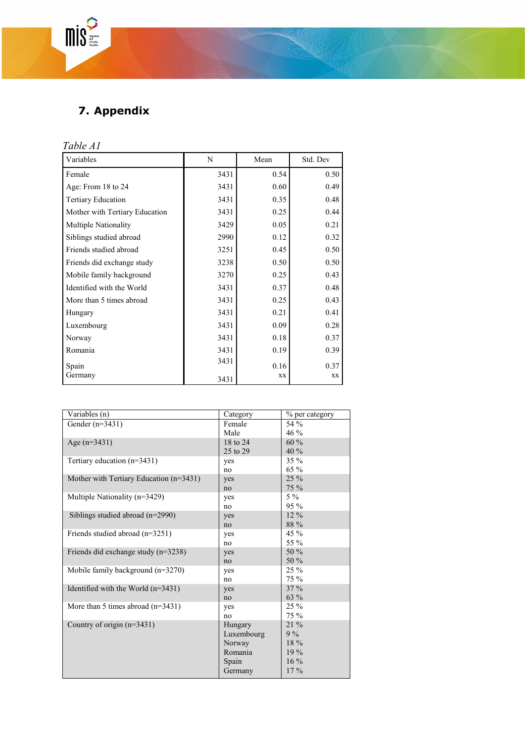## 7. Appendix

*Table A1*

| Variables | N | Mean | Std. Dev |
|---|---|---|---|
| Female | 3431 | 0.54 | 0.50 |
| Age: From 18 to 24 | 3431 | 0.60 | 0.49 |
| Tertiary Education | 3431 | 0.35 | 0.48 |
| Mother with Tertiary Education | 3431 | 0.25 | 0.44 |
| Multiple Nationality | 3429 | 0.05 | 0.21 |
| Siblings studied abroad | 2990 | 0.12 | 0.32 |
| Friends studied abroad | 3251 | 0.45 | 0.50 |
| Friends did exchange study | 3238 | 0.50 | 0.50 |
| Mobile family background | 3270 | 0.25 | 0.43 |
| Identified with the World | 3431 | 0.37 | 0.48 |
| More than 5 times abroad | 3431 | 0.25 | 0.43 |
| Hungary | 3431 | 0.21 | 0.41 |
| Luxembourg | 3431 | 0.09 | 0.28 |
| Norway | 3431 | 0.18 | 0.37 |
| Romania | 3431 | 0.19 | 0.39 |
| Spain | 3431 | 0.16 | 0.37 |
| Germany | 3431 | xx | xx |

| Variables (n) | Category | % per category |
|---|---|---|
| Gender (n=3431) | Female | 54 % |
| | Male | 46 % |
| Age (n=3431) | 18 to 24 | 60 % |
| | 25 to 29 | 40 % |
| Tertiary education (n=3431) | yes | 35 % |
| | no | 65 % |
| Mother with Tertiary Education (n=3431) | yes | 25 % |
| | no | 75 % |
| Multiple Nationality (n=3429) | yes | 5 % |
| | no | 95 % |
| Siblings studied abroad (n=2990) | yes | 12 % |
| | no | 88 % |
| Friends studied abroad (n=3251) | yes | 45 % |
| | no | 55 % |
| Friends did exchange study (n=3238) | yes | 50 % |
| | no | 50 % |
| Mobile family background (n=3270) | yes | 25 % |
| | no | 75 % |
| Identified with the World (n=3431) | yes | 37 % |
| | no | 63 % |
| More than 5 times abroad (n=3431) | yes | 25 % |
| | no | 75 % |
| Country of origin (n=3431) | Hungary | 21 % |
| | Luxembourg | 9 % |
| | Norway | 18 % |
| | Romania | 19 % |
| | Spain | 16 % |
| | Germany | 17 % |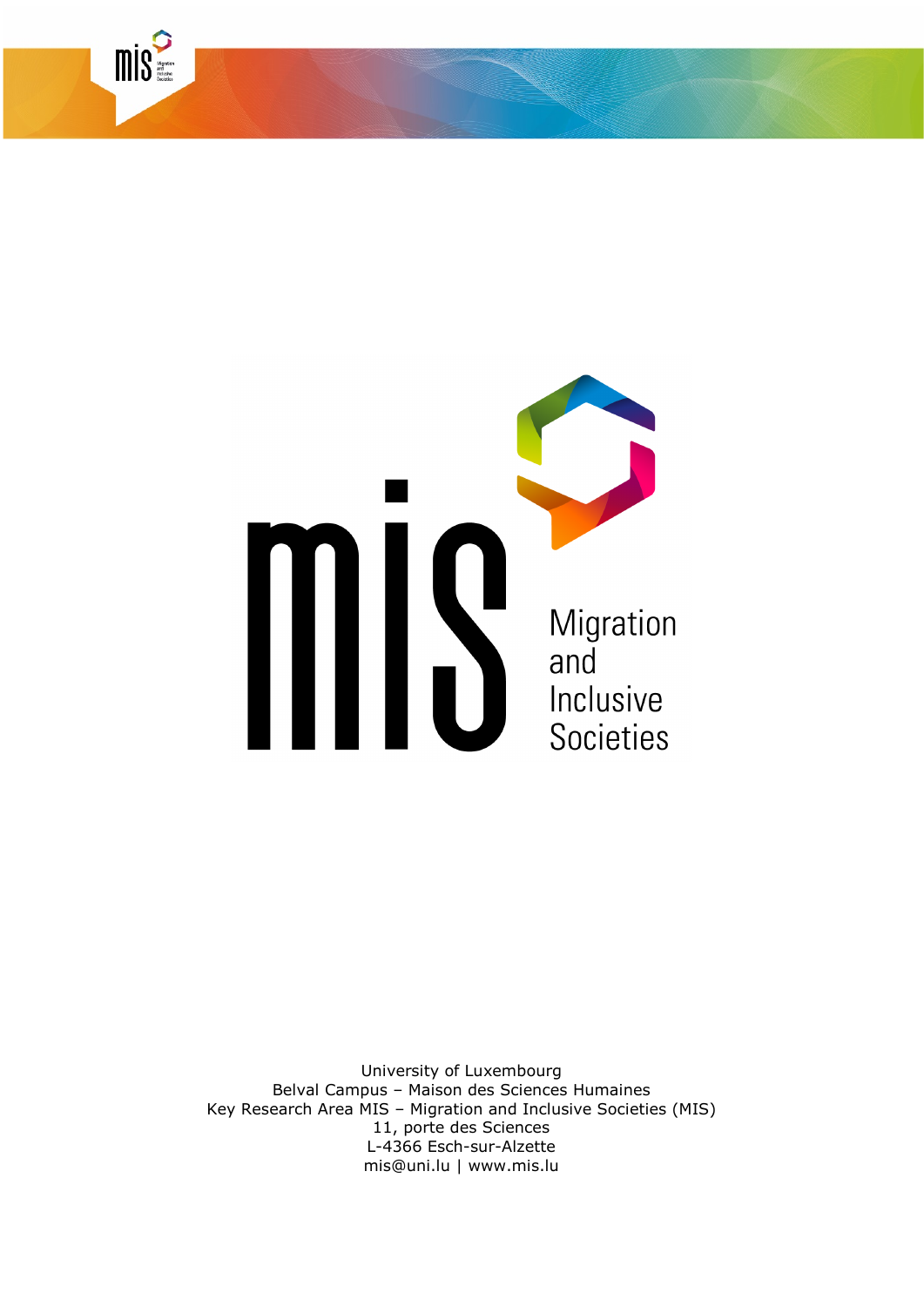mis

Migration and Inclusive Societies

University of Luxembourg
Belval Campus – Maison des Sciences Humaines
Key Research Area MIS – Migration and Inclusive Societies (MIS)
11, porte des Sciences
L-4366 Esch-sur-Alzette
mis@uni.lu | www.mis.lu